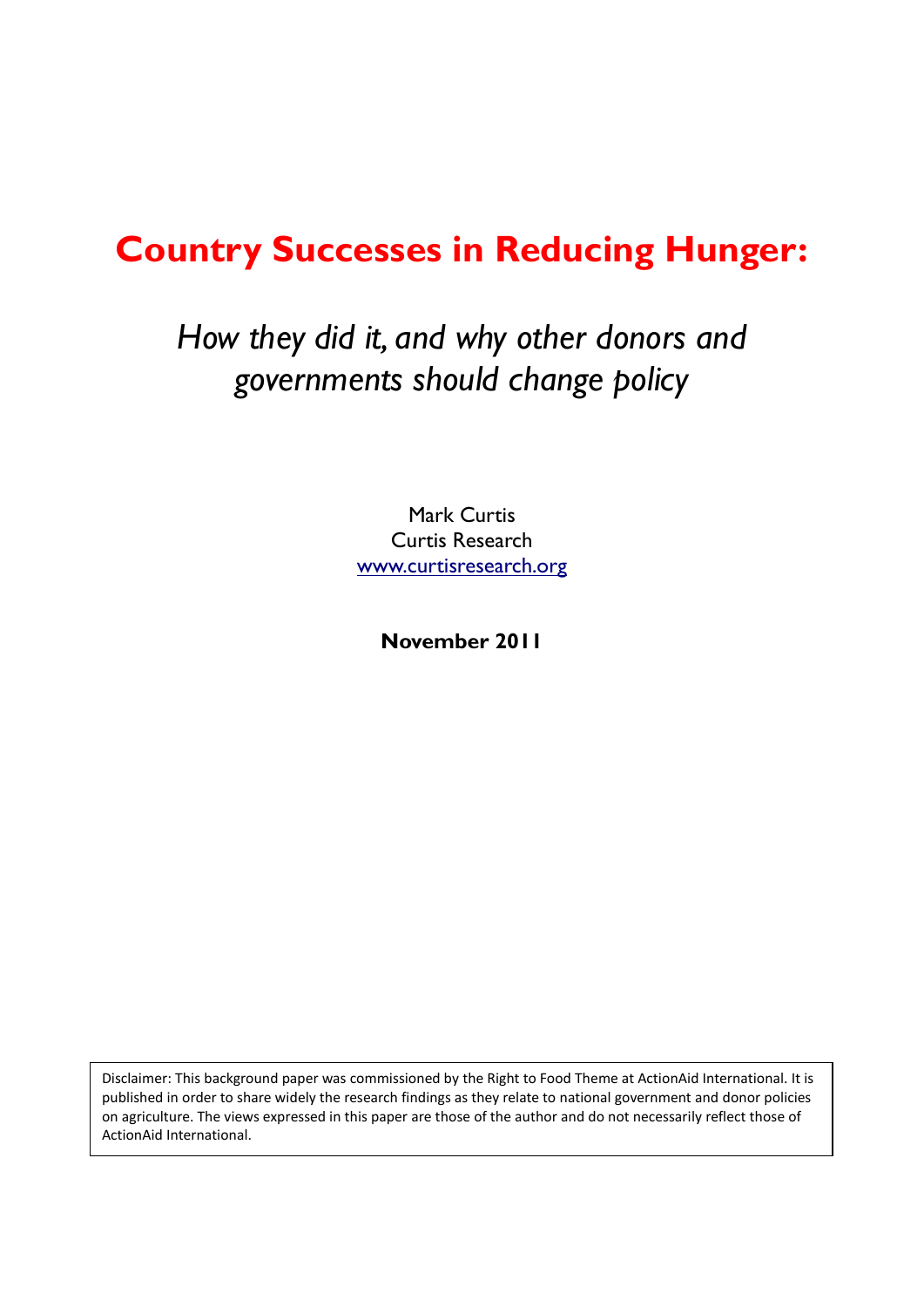# Country Successes in Reducing Hunger:

*How they did it, and why other donors and governments should change policy*

Mark Curtis
Curtis Research
www.curtisresearch.org

**November 2011**

Disclaimer: This background paper was commissioned by the Right to Food Theme at ActionAid International. It is published in order to share widely the research findings as they relate to national government and donor policies on agriculture. The views expressed in this paper are those of the author and do not necessarily reflect those of ActionAid International.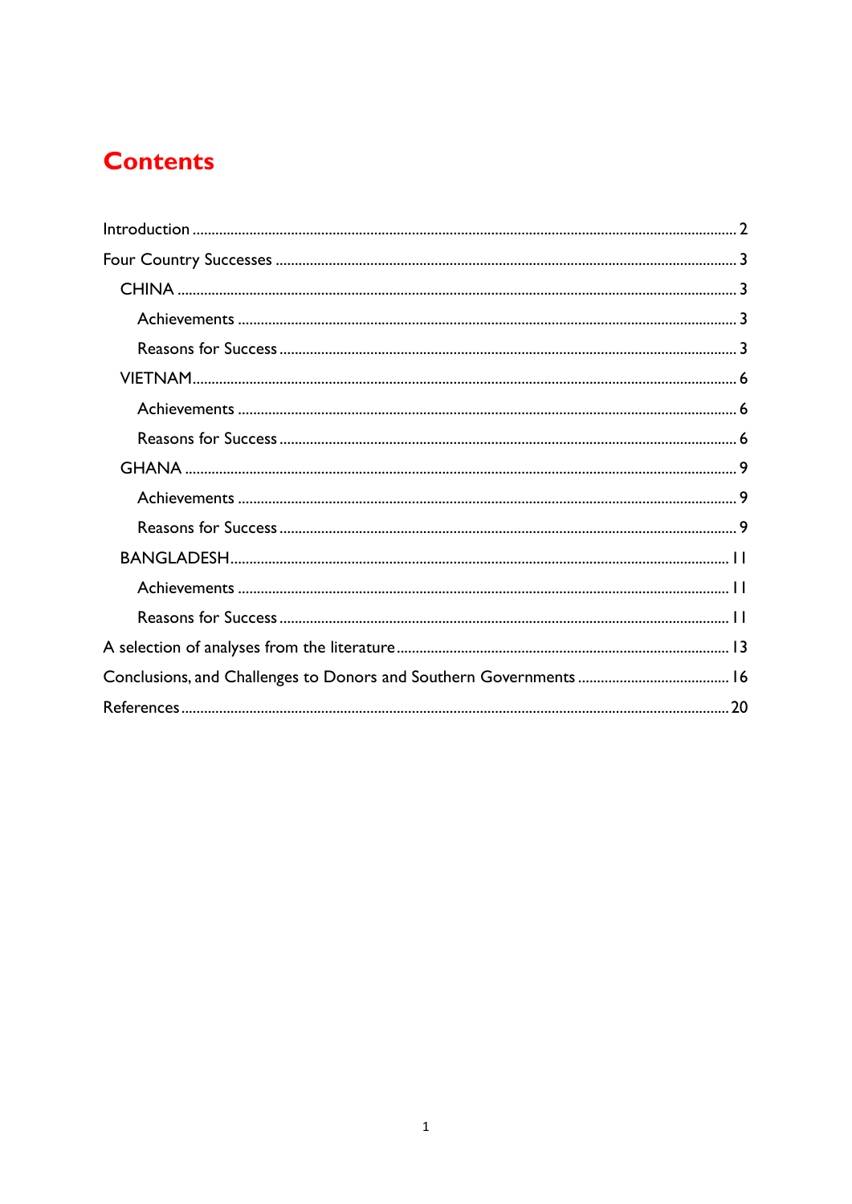# Contents

Introduction ........................................................................................................................................ 2

Four Country Successes ...................................................................................................................... 3

- CHINA ............................................................................................................................................. 3
  - Achievements ............................................................................................................................. 3
  - Reasons for Success .................................................................................................................... 3
- VIETNAM ......................................................................................................................................... 6
  - Achievements ............................................................................................................................. 6
  - Reasons for Success .................................................................................................................... 6
- GHANA ............................................................................................................................................ 9
  - Achievements ............................................................................................................................. 9
  - Reasons for Success .................................................................................................................... 9
- BANGLADESH ................................................................................................................................. 11
  - Achievements ............................................................................................................................. 11
  - Reasons for Success .................................................................................................................... 11

A selection of analyses from the literature ....................................................................................... 13

Conclusions, and Challenges to Donors and Southern Governments ................................................ 16

References .......................................................................................................................................... 20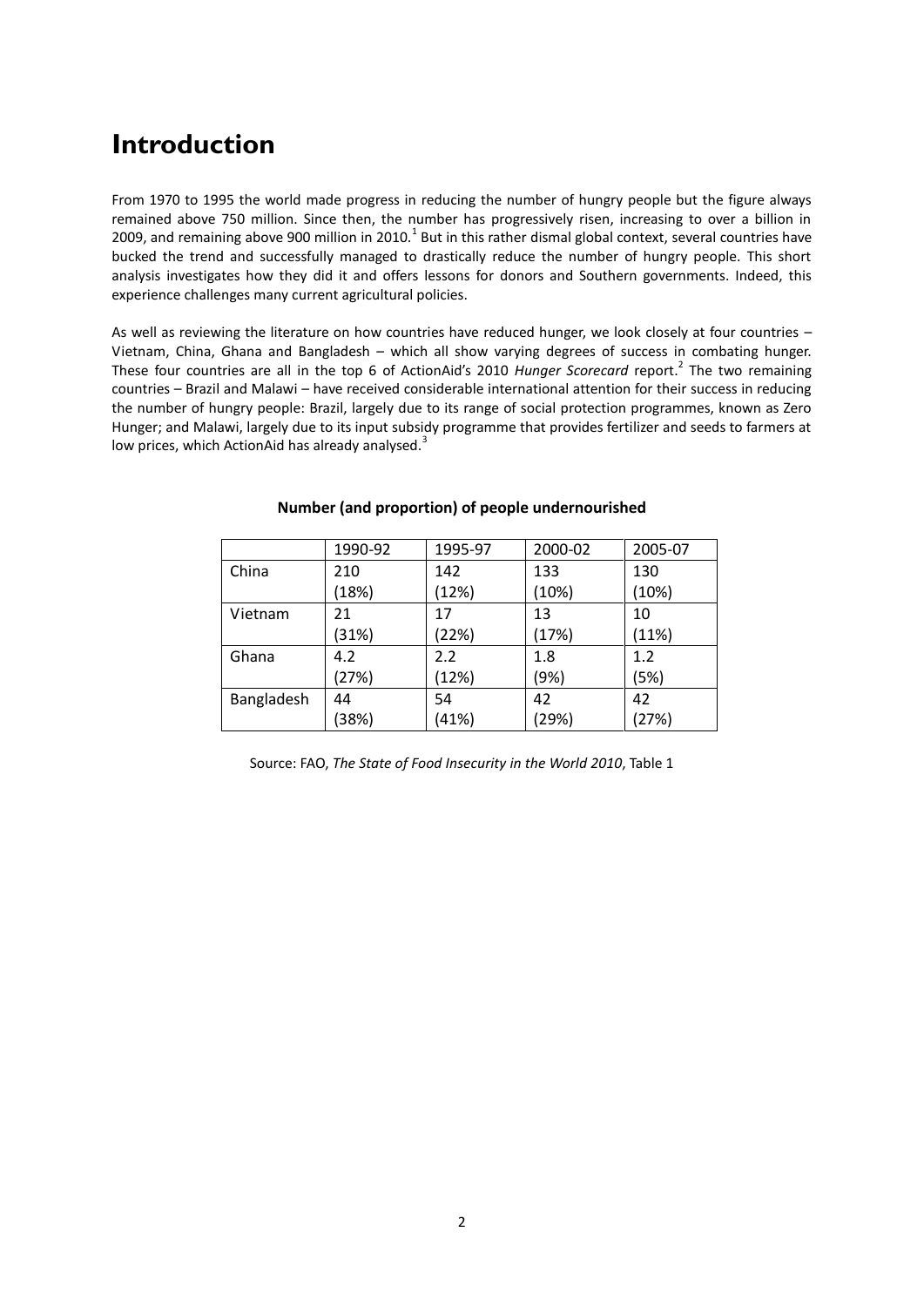# Introduction

From 1970 to 1995 the world made progress in reducing the number of hungry people but the figure always remained above 750 million. Since then, the number has progressively risen, increasing to over a billion in 2009, and remaining above 900 million in 2010.[1] But in this rather dismal global context, several countries have bucked the trend and successfully managed to drastically reduce the number of hungry people. This short analysis investigates how they did it and offers lessons for donors and Southern governments. Indeed, this experience challenges many current agricultural policies.

As well as reviewing the literature on how countries have reduced hunger, we look closely at four countries – Vietnam, China, Ghana and Bangladesh – which all show varying degrees of success in combating hunger. These four countries are all in the top 6 of ActionAid's 2010 *Hunger Scorecard* report.[2] The two remaining countries – Brazil and Malawi – have received considerable international attention for their success in reducing the number of hungry people: Brazil, largely due to its range of social protection programmes, known as Zero Hunger; and Malawi, largely due to its input subsidy programme that provides fertilizer and seeds to farmers at low prices, which ActionAid has already analysed.[3]

**Number (and proportion) of people undernourished**

| | 1990-92 | 1995-97 | 2000-02 | 2005-07 |
|---|---|---|---|---|
| China | 210 (18%) | 142 (12%) | 133 (10%) | 130 (10%) |
| Vietnam | 21 (31%) | 17 (22%) | 13 (17%) | 10 (11%) |
| Ghana | 4.2 (27%) | 2.2 (12%) | 1.8 (9%) | 1.2 (5%) |
| Bangladesh | 44 (38%) | 54 (41%) | 42 (29%) | 42 (27%) |

Source: FAO, *The State of Food Insecurity in the World 2010*, Table 1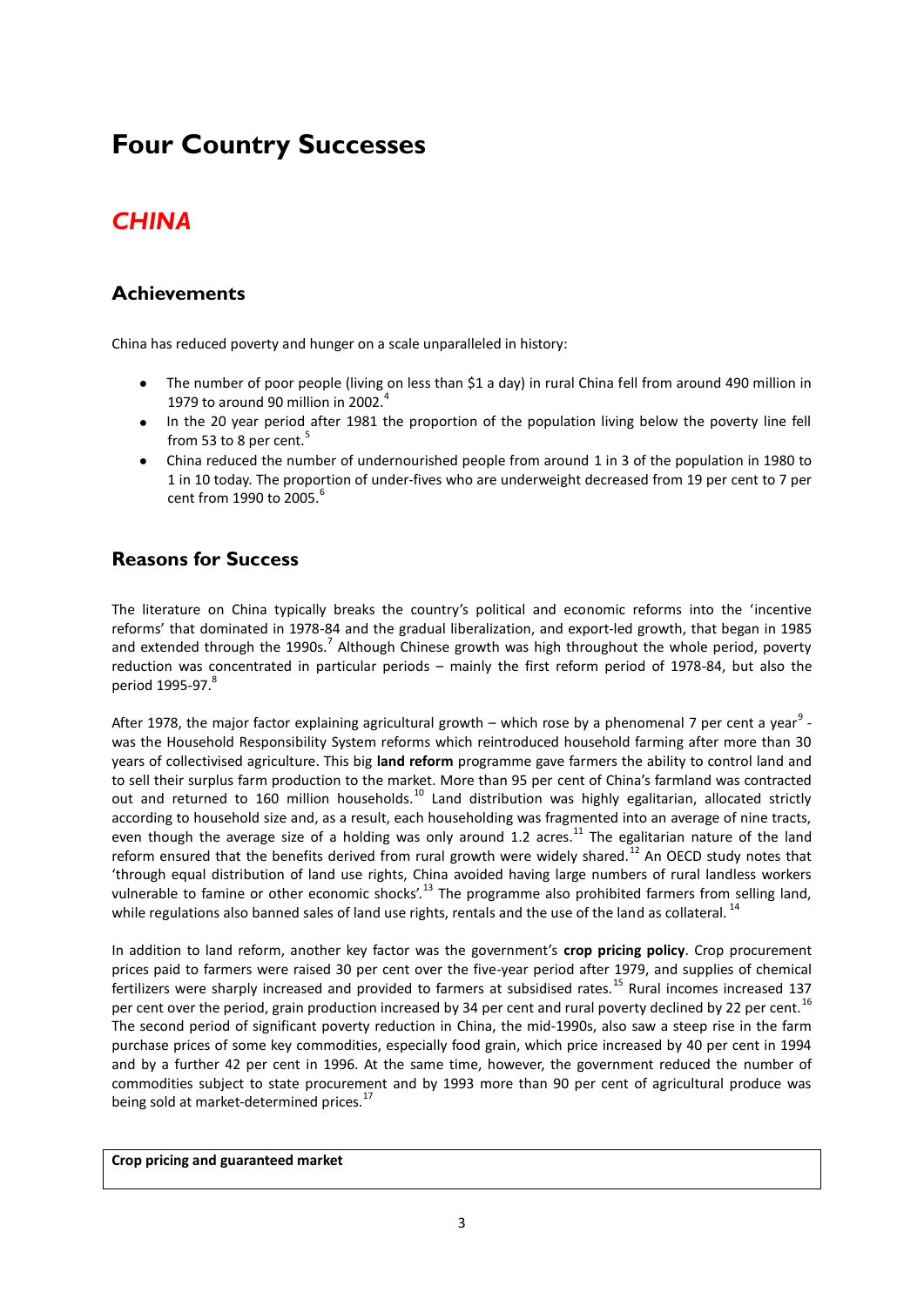# Four Country Successes

## *CHINA*

### Achievements

China has reduced poverty and hunger on a scale unparalleled in history:

- The number of poor people (living on less than $1 a day) in rural China fell from around 490 million in 1979 to around 90 million in 2002.[4]
- In the 20 year period after 1981 the proportion of the population living below the poverty line fell from 53 to 8 per cent.[5]
- China reduced the number of undernourished people from around 1 in 3 of the population in 1980 to 1 in 10 today. The proportion of under-fives who are underweight decreased from 19 per cent to 7 per cent from 1990 to 2005.[6]

### Reasons for Success

The literature on China typically breaks the country's political and economic reforms into the 'incentive reforms' that dominated in 1978-84 and the gradual liberalization, and export-led growth, that began in 1985 and extended through the 1990s.[7] Although Chinese growth was high throughout the whole period, poverty reduction was concentrated in particular periods – mainly the first reform period of 1978-84, but also the period 1995-97.[8]

After 1978, the major factor explaining agricultural growth – which rose by a phenomenal 7 per cent a year[9] - was the Household Responsibility System reforms which reintroduced household farming after more than 30 years of collectivised agriculture. This big **land reform** programme gave farmers the ability to control land and to sell their surplus farm production to the market. More than 95 per cent of China's farmland was contracted out and returned to 160 million households.[10] Land distribution was highly egalitarian, allocated strictly according to household size and, as a result, each householding was fragmented into an average of nine tracts, even though the average size of a holding was only around 1.2 acres.[11] The egalitarian nature of the land reform ensured that the benefits derived from rural growth were widely shared.[12] An OECD study notes that 'through equal distribution of land use rights, China avoided having large numbers of rural landless workers vulnerable to famine or other economic shocks'.[13] The programme also prohibited farmers from selling land, while regulations also banned sales of land use rights, rentals and the use of the land as collateral.[14]

In addition to land reform, another key factor was the government's **crop pricing policy**. Crop procurement prices paid to farmers were raised 30 per cent over the five-year period after 1979, and supplies of chemical fertilizers were sharply increased and provided to farmers at subsidised rates.[15] Rural incomes increased 137 per cent over the period, grain production increased by 34 per cent and rural poverty declined by 22 per cent.[16] The second period of significant poverty reduction in China, the mid-1990s, also saw a steep rise in the farm purchase prices of some key commodities, especially food grain, which price increased by 40 per cent in 1994 and by a further 42 per cent in 1996. At the same time, however, the government reduced the number of commodities subject to state procurement and by 1993 more than 90 per cent of agricultural produce was being sold at market-determined prices.[17]

**Crop pricing and guaranteed market**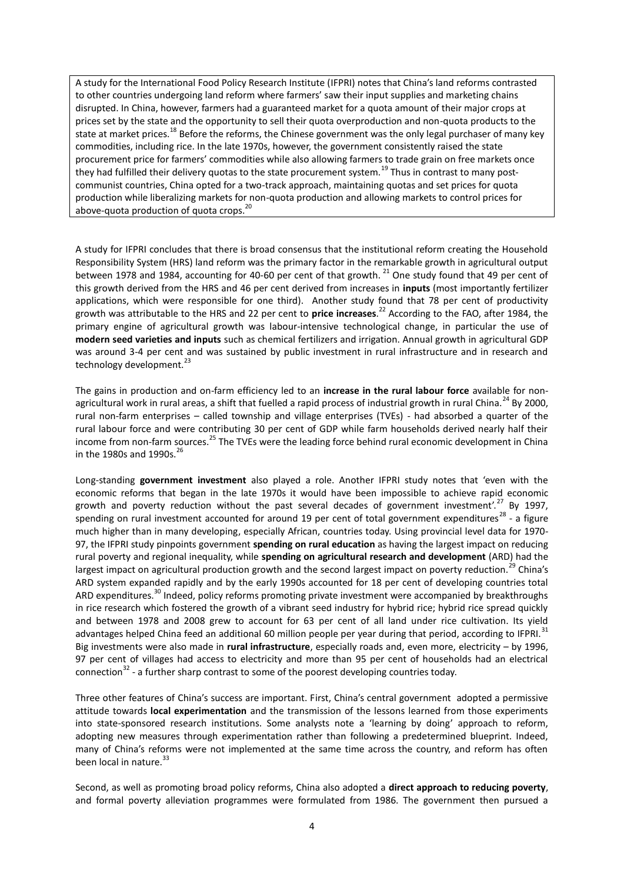A study for the International Food Policy Research Institute (IFPRI) notes that China's land reforms contrasted to other countries undergoing land reform where farmers' saw their input supplies and marketing chains disrupted. In China, however, farmers had a guaranteed market for a quota amount of their major crops at prices set by the state and the opportunity to sell their quota overproduction and non-quota products to the state at market prices.[18] Before the reforms, the Chinese government was the only legal purchaser of many key commodities, including rice. In the late 1970s, however, the government consistently raised the state procurement price for farmers' commodities while also allowing farmers to trade grain on free markets once they had fulfilled their delivery quotas to the state procurement system.[19] Thus in contrast to many post-communist countries, China opted for a two-track approach, maintaining quotas and set prices for quota production while liberalizing markets for non-quota production and allowing markets to control prices for above-quota production of quota crops.[20]

A study for IFPRI concludes that there is broad consensus that the institutional reform creating the Household Responsibility System (HRS) land reform was the primary factor in the remarkable growth in agricultural output between 1978 and 1984, accounting for 40-60 per cent of that growth.[21] One study found that 49 per cent of this growth derived from the HRS and 46 per cent derived from increases in **inputs** (most importantly fertilizer applications, which were responsible for one third). Another study found that 78 per cent of productivity growth was attributable to the HRS and 22 per cent to **price increases**.[22] According to the FAO, after 1984, the primary engine of agricultural growth was labour-intensive technological change, in particular the use of **modern seed varieties and inputs** such as chemical fertilizers and irrigation. Annual growth in agricultural GDP was around 3-4 per cent and was sustained by public investment in rural infrastructure and in research and technology development.[23]

The gains in production and on-farm efficiency led to an **increase in the rural labour force** available for non-agricultural work in rural areas, a shift that fuelled a rapid process of industrial growth in rural China.[24] By 2000, rural non-farm enterprises – called township and village enterprises (TVEs) - had absorbed a quarter of the rural labour force and were contributing 30 per cent of GDP while farm households derived nearly half their income from non-farm sources.[25] The TVEs were the leading force behind rural economic development in China in the 1980s and 1990s.[26]

Long-standing **government investment** also played a role. Another IFPRI study notes that 'even with the economic reforms that began in the late 1970s it would have been impossible to achieve rapid economic growth and poverty reduction without the past several decades of government investment'.[27] By 1997, spending on rural investment accounted for around 19 per cent of total government expenditures[28] - a figure much higher than in many developing, especially African, countries today. Using provincial level data for 1970-97, the IFPRI study pinpoints government **spending on rural education** as having the largest impact on reducing rural poverty and regional inequality, while **spending on agricultural research and development** (ARD) had the largest impact on agricultural production growth and the second largest impact on poverty reduction.[29] China's ARD system expanded rapidly and by the early 1990s accounted for 18 per cent of developing countries total ARD expenditures.[30] Indeed, policy reforms promoting private investment were accompanied by breakthroughs in rice research which fostered the growth of a vibrant seed industry for hybrid rice; hybrid rice spread quickly and between 1978 and 2008 grew to account for 63 per cent of all land under rice cultivation. Its yield advantages helped China feed an additional 60 million people per year during that period, according to IFPRI.[31] Big investments were also made in **rural infrastructure**, especially roads and, even more, electricity – by 1996, 97 per cent of villages had access to electricity and more than 95 per cent of households had an electrical connection[32] - a further sharp contrast to some of the poorest developing countries today.

Three other features of China's success are important. First, China's central government adopted a permissive attitude towards **local experimentation** and the transmission of the lessons learned from those experiments into state-sponsored research institutions. Some analysts note a 'learning by doing' approach to reform, adopting new measures through experimentation rather than following a predetermined blueprint. Indeed, many of China's reforms were not implemented at the same time across the country, and reform has often been local in nature.[33]

Second, as well as promoting broad policy reforms, China also adopted a **direct approach to reducing poverty**, and formal poverty alleviation programmes were formulated from 1986. The government then pursued a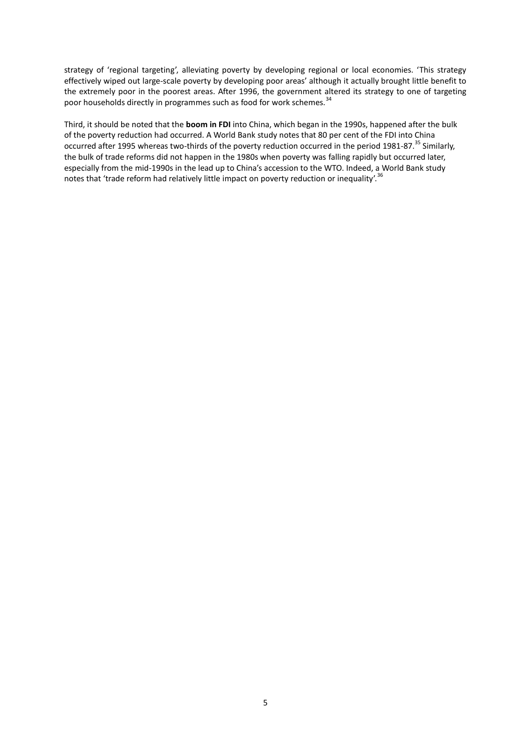strategy of 'regional targeting', alleviating poverty by developing regional or local economies. 'This strategy effectively wiped out large-scale poverty by developing poor areas' although it actually brought little benefit to the extremely poor in the poorest areas. After 1996, the government altered its strategy to one of targeting poor households directly in programmes such as food for work schemes.[34]

Third, it should be noted that the **boom in FDI** into China, which began in the 1990s, happened after the bulk of the poverty reduction had occurred. A World Bank study notes that 80 per cent of the FDI into China occurred after 1995 whereas two-thirds of the poverty reduction occurred in the period 1981-87.[35] Similarly, the bulk of trade reforms did not happen in the 1980s when poverty was falling rapidly but occurred later, especially from the mid-1990s in the lead up to China's accession to the WTO. Indeed, a World Bank study notes that 'trade reform had relatively little impact on poverty reduction or inequality'.[36]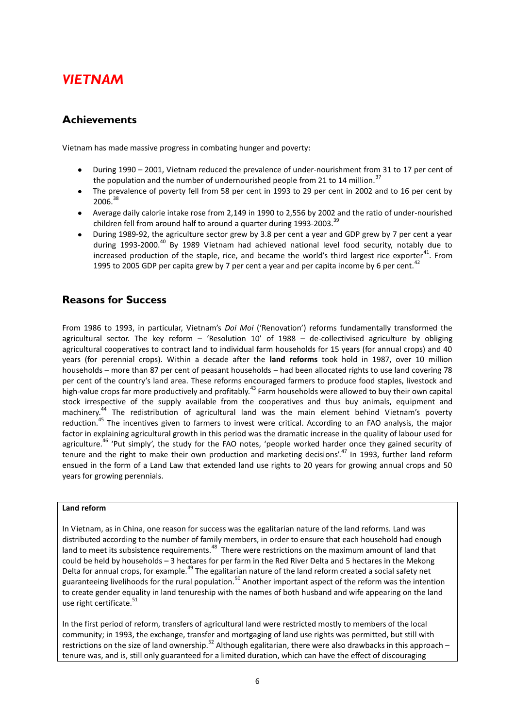# *VIETNAM*

## Achievements

Vietnam has made massive progress in combating hunger and poverty:

- During 1990 – 2001, Vietnam reduced the prevalence of under-nourishment from 31 to 17 per cent of the population and the number of undernourished people from 21 to 14 million.[37]
- The prevalence of poverty fell from 58 per cent in 1993 to 29 per cent in 2002 and to 16 per cent by 2006.[38]
- Average daily calorie intake rose from 2,149 in 1990 to 2,556 by 2002 and the ratio of under-nourished children fell from around half to around a quarter during 1993-2003.[39]
- During 1989-92, the agriculture sector grew by 3.8 per cent a year and GDP grew by 7 per cent a year during 1993-2000.[40] By 1989 Vietnam had achieved national level food security, notably due to increased production of the staple, rice, and became the world's third largest rice exporter[41]. From 1995 to 2005 GDP per capita grew by 7 per cent a year and per capita income by 6 per cent.[42]

## Reasons for Success

From 1986 to 1993, in particular, Vietnam's *Doi Moi* ('Renovation') reforms fundamentally transformed the agricultural sector. The key reform – 'Resolution 10' of 1988 – de-collectivised agriculture by obliging agricultural cooperatives to contract land to individual farm households for 15 years (for annual crops) and 40 years (for perennial crops). Within a decade after the **land reforms** took hold in 1987, over 10 million households – more than 87 per cent of peasant households – had been allocated rights to use land covering 78 per cent of the country's land area. These reforms encouraged farmers to produce food staples, livestock and high-value crops far more productively and profitably.[43] Farm households were allowed to buy their own capital stock irrespective of the supply available from the cooperatives and thus buy animals, equipment and machinery.[44] The redistribution of agricultural land was the main element behind Vietnam's poverty reduction.[45] The incentives given to farmers to invest were critical. According to an FAO analysis, the major factor in explaining agricultural growth in this period was the dramatic increase in the quality of labour used for agriculture.[46] 'Put simply', the study for the FAO notes, 'people worked harder once they gained security of tenure and the right to make their own production and marketing decisions'.[47] In 1993, further land reform ensued in the form of a Land Law that extended land use rights to 20 years for growing annual crops and 50 years for growing perennials.

**Land reform**

In Vietnam, as in China, one reason for success was the egalitarian nature of the land reforms. Land was distributed according to the number of family members, in order to ensure that each household had enough land to meet its subsistence requirements.[48] There were restrictions on the maximum amount of land that could be held by households – 3 hectares for per farm in the Red River Delta and 5 hectares in the Mekong Delta for annual crops, for example.[49] The egalitarian nature of the land reform created a social safety net guaranteeing livelihoods for the rural population.[50] Another important aspect of the reform was the intention to create gender equality in land tenureship with the names of both husband and wife appearing on the land use right certificate.[51]

In the first period of reform, transfers of agricultural land were restricted mostly to members of the local community; in 1993, the exchange, transfer and mortgaging of land use rights was permitted, but still with restrictions on the size of land ownership.[52] Although egalitarian, there were also drawbacks in this approach – tenure was, and is, still only guaranteed for a limited duration, which can have the effect of discouraging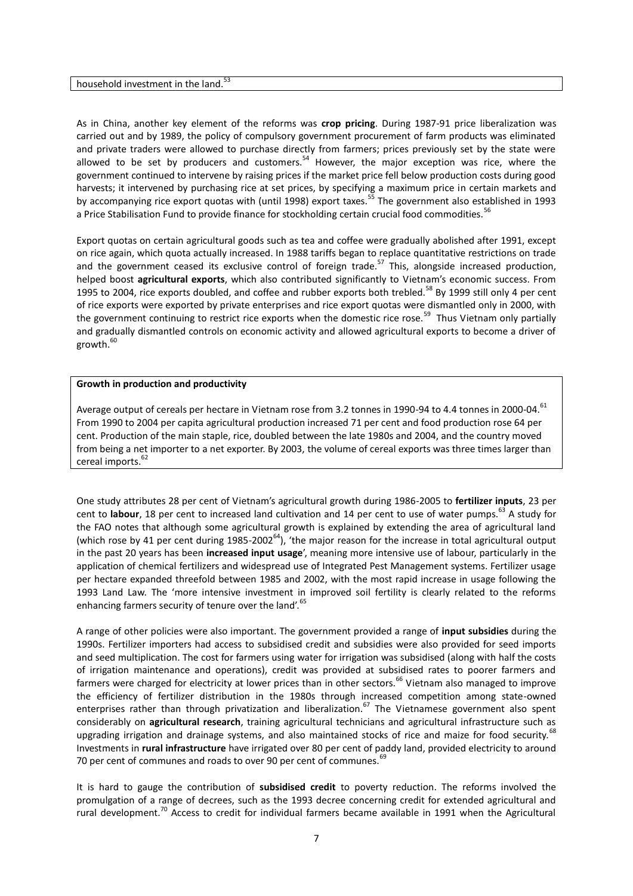household investment in the land.[53]

As in China, another key element of the reforms was **crop pricing**. During 1987-91 price liberalization was carried out and by 1989, the policy of compulsory government procurement of farm products was eliminated and private traders were allowed to purchase directly from farmers; prices previously set by the state were allowed to be set by producers and customers.[54] However, the major exception was rice, where the government continued to intervene by raising prices if the market price fell below production costs during good harvests; it intervened by purchasing rice at set prices, by specifying a maximum price in certain markets and by accompanying rice export quotas with (until 1998) export taxes.[55] The government also established in 1993 a Price Stabilisation Fund to provide finance for stockholding certain crucial food commodities.[56]

Export quotas on certain agricultural goods such as tea and coffee were gradually abolished after 1991, except on rice again, which quota actually increased. In 1988 tariffs began to replace quantitative restrictions on trade and the government ceased its exclusive control of foreign trade.[57] This, alongside increased production, helped boost **agricultural exports**, which also contributed significantly to Vietnam's economic success. From 1995 to 2004, rice exports doubled, and coffee and rubber exports both trebled.[58] By 1999 still only 4 per cent of rice exports were exported by private enterprises and rice export quotas were dismantled only in 2000, with the government continuing to restrict rice exports when the domestic rice rose.[59] Thus Vietnam only partially and gradually dismantled controls on economic activity and allowed agricultural exports to become a driver of growth.[60]

**Growth in production and productivity**

Average output of cereals per hectare in Vietnam rose from 3.2 tonnes in 1990-94 to 4.4 tonnes in 2000-04.[61] From 1990 to 2004 per capita agricultural production increased 71 per cent and food production rose 64 per cent. Production of the main staple, rice, doubled between the late 1980s and 2004, and the country moved from being a net importer to a net exporter. By 2003, the volume of cereal exports was three times larger than cereal imports.[62]

One study attributes 28 per cent of Vietnam's agricultural growth during 1986-2005 to **fertilizer inputs**, 23 per cent to **labour**, 18 per cent to increased land cultivation and 14 per cent to use of water pumps.[63] A study for the FAO notes that although some agricultural growth is explained by extending the area of agricultural land (which rose by 41 per cent during 1985-2002[64]), 'the major reason for the increase in total agricultural output in the past 20 years has been **increased input usage**', meaning more intensive use of labour, particularly in the application of chemical fertilizers and widespread use of Integrated Pest Management systems. Fertilizer usage per hectare expanded threefold between 1985 and 2002, with the most rapid increase in usage following the 1993 Land Law. The 'more intensive investment in improved soil fertility is clearly related to the reforms enhancing farmers security of tenure over the land'.[65]

A range of other policies were also important. The government provided a range of **input subsidies** during the 1990s. Fertilizer importers had access to subsidised credit and subsidies were also provided for seed imports and seed multiplication. The cost for farmers using water for irrigation was subsidised (along with half the costs of irrigation maintenance and operations), credit was provided at subsidised rates to poorer farmers and farmers were charged for electricity at lower prices than in other sectors.[66] Vietnam also managed to improve the efficiency of fertilizer distribution in the 1980s through increased competition among state-owned enterprises rather than through privatization and liberalization.[67] The Vietnamese government also spent considerably on **agricultural research**, training agricultural technicians and agricultural infrastructure such as upgrading irrigation and drainage systems, and also maintained stocks of rice and maize for food security.[68] Investments in **rural infrastructure** have irrigated over 80 per cent of paddy land, provided electricity to around 70 per cent of communes and roads to over 90 per cent of communes.[69]

It is hard to gauge the contribution of **subsidised credit** to poverty reduction. The reforms involved the promulgation of a range of decrees, such as the 1993 decree concerning credit for extended agricultural and rural development.[70] Access to credit for individual farmers became available in 1991 when the Agricultural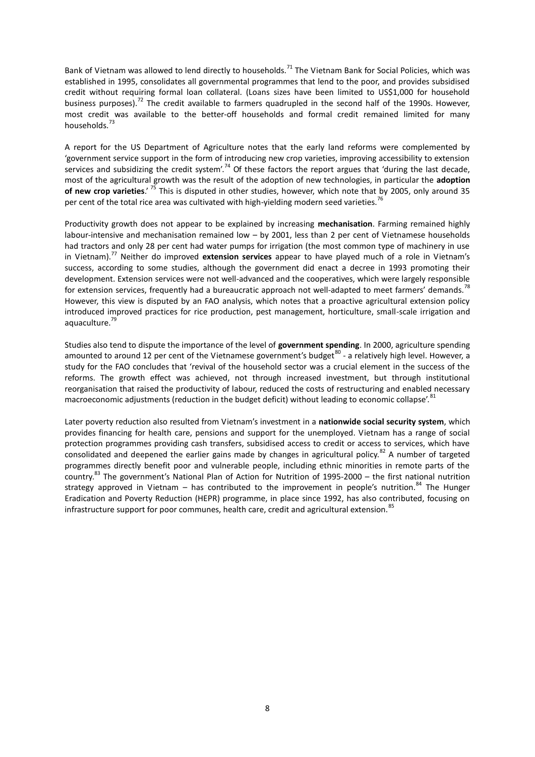Bank of Vietnam was allowed to lend directly to households.[71] The Vietnam Bank for Social Policies, which was established in 1995, consolidates all governmental programmes that lend to the poor, and provides subsidised credit without requiring formal loan collateral. (Loans sizes have been limited to US$1,000 for household business purposes).[72] The credit available to farmers quadrupled in the second half of the 1990s. However, most credit was available to the better-off households and formal credit remained limited for many households.[73]

A report for the US Department of Agriculture notes that the early land reforms were complemented by 'government service support in the form of introducing new crop varieties, improving accessibility to extension services and subsidizing the credit system'.[74] Of these factors the report argues that 'during the last decade, most of the agricultural growth was the result of the adoption of new technologies, in particular the **adoption of new crop varieties**.'[75] This is disputed in other studies, however, which note that by 2005, only around 35 per cent of the total rice area was cultivated with high-yielding modern seed varieties.[76]

Productivity growth does not appear to be explained by increasing **mechanisation**. Farming remained highly labour-intensive and mechanisation remained low – by 2001, less than 2 per cent of Vietnamese households had tractors and only 28 per cent had water pumps for irrigation (the most common type of machinery in use in Vietnam).[77] Neither do improved **extension services** appear to have played much of a role in Vietnam's success, according to some studies, although the government did enact a decree in 1993 promoting their development. Extension services were not well-advanced and the cooperatives, which were largely responsible for extension services, frequently had a bureaucratic approach not well-adapted to meet farmers' demands.[78] However, this view is disputed by an FAO analysis, which notes that a proactive agricultural extension policy introduced improved practices for rice production, pest management, horticulture, small-scale irrigation and aquaculture.[79]

Studies also tend to dispute the importance of the level of **government spending**. In 2000, agriculture spending amounted to around 12 per cent of the Vietnamese government's budget[80] - a relatively high level. However, a study for the FAO concludes that 'revival of the household sector was a crucial element in the success of the reforms. The growth effect was achieved, not through increased investment, but through institutional reorganisation that raised the productivity of labour, reduced the costs of restructuring and enabled necessary macroeconomic adjustments (reduction in the budget deficit) without leading to economic collapse'.[81]

Later poverty reduction also resulted from Vietnam's investment in a **nationwide social security system**, which provides financing for health care, pensions and support for the unemployed. Vietnam has a range of social protection programmes providing cash transfers, subsidised access to credit or access to services, which have consolidated and deepened the earlier gains made by changes in agricultural policy.[82] A number of targeted programmes directly benefit poor and vulnerable people, including ethnic minorities in remote parts of the country.[83] The government's National Plan of Action for Nutrition of 1995-2000 – the first national nutrition strategy approved in Vietnam – has contributed to the improvement in people's nutrition.[84] The Hunger Eradication and Poverty Reduction (HEPR) programme, in place since 1992, has also contributed, focusing on infrastructure support for poor communes, health care, credit and agricultural extension.[85]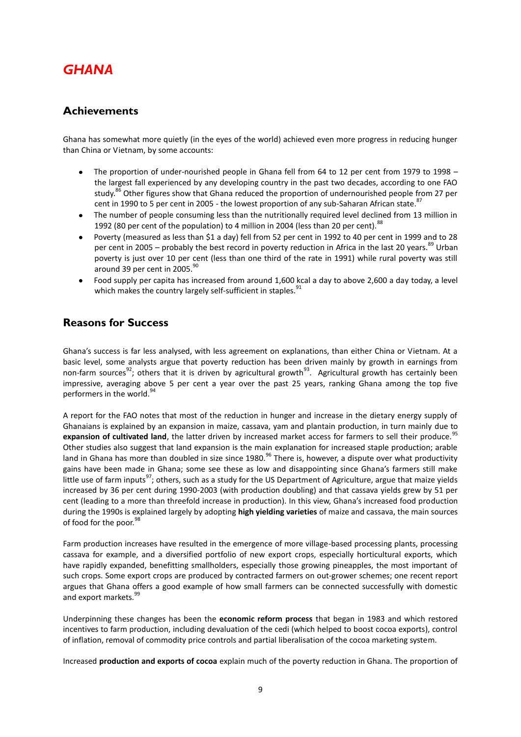# *GHANA*

## Achievements

Ghana has somewhat more quietly (in the eyes of the world) achieved even more progress in reducing hunger than China or Vietnam, by some accounts:

- The proportion of under-nourished people in Ghana fell from 64 to 12 per cent from 1979 to 1998 – the largest fall experienced by any developing country in the past two decades, according to one FAO study.[86] Other figures show that Ghana reduced the proportion of undernourished people from 27 per cent in 1990 to 5 per cent in 2005 - the lowest proportion of any sub-Saharan African state.[87]
- The number of people consuming less than the nutritionally required level declined from 13 million in 1992 (80 per cent of the population) to 4 million in 2004 (less than 20 per cent).[88]
- Poverty (measured as less than $1 a day) fell from 52 per cent in 1992 to 40 per cent in 1999 and to 28 per cent in 2005 – probably the best record in poverty reduction in Africa in the last 20 years.[89] Urban poverty is just over 10 per cent (less than one third of the rate in 1991) while rural poverty was still around 39 per cent in 2005.[90]
- Food supply per capita has increased from around 1,600 kcal a day to above 2,600 a day today, a level which makes the country largely self-sufficient in staples.[91]

## Reasons for Success

Ghana's success is far less analysed, with less agreement on explanations, than either China or Vietnam. At a basic level, some analysts argue that poverty reduction has been driven mainly by growth in earnings from non-farm sources[92]; others that it is driven by agricultural growth[93]. Agricultural growth has certainly been impressive, averaging above 5 per cent a year over the past 25 years, ranking Ghana among the top five performers in the world.[94]

A report for the FAO notes that most of the reduction in hunger and increase in the dietary energy supply of Ghanaians is explained by an expansion in maize, cassava, yam and plantain production, in turn mainly due to **expansion of cultivated land**, the latter driven by increased market access for farmers to sell their produce.[95] Other studies also suggest that land expansion is the main explanation for increased staple production; arable land in Ghana has more than doubled in size since 1980.[96] There is, however, a dispute over what productivity gains have been made in Ghana; some see these as low and disappointing since Ghana's farmers still make little use of farm inputs[97]; others, such as a study for the US Department of Agriculture, argue that maize yields increased by 36 per cent during 1990-2003 (with production doubling) and that cassava yields grew by 51 per cent (leading to a more than threefold increase in production). In this view, Ghana's increased food production during the 1990s is explained largely by adopting **high yielding varieties** of maize and cassava, the main sources of food for the poor.[98]

Farm production increases have resulted in the emergence of more village-based processing plants, processing cassava for example, and a diversified portfolio of new export crops, especially horticultural exports, which have rapidly expanded, benefitting smallholders, especially those growing pineapples, the most important of such crops. Some export crops are produced by contracted farmers on out-grower schemes; one recent report argues that Ghana offers a good example of how small farmers can be connected successfully with domestic and export markets.[99]

Underpinning these changes has been the **economic reform process** that began in 1983 and which restored incentives to farm production, including devaluation of the cedi (which helped to boost cocoa exports), control of inflation, removal of commodity price controls and partial liberalisation of the cocoa marketing system.

Increased **production and exports of cocoa** explain much of the poverty reduction in Ghana. The proportion of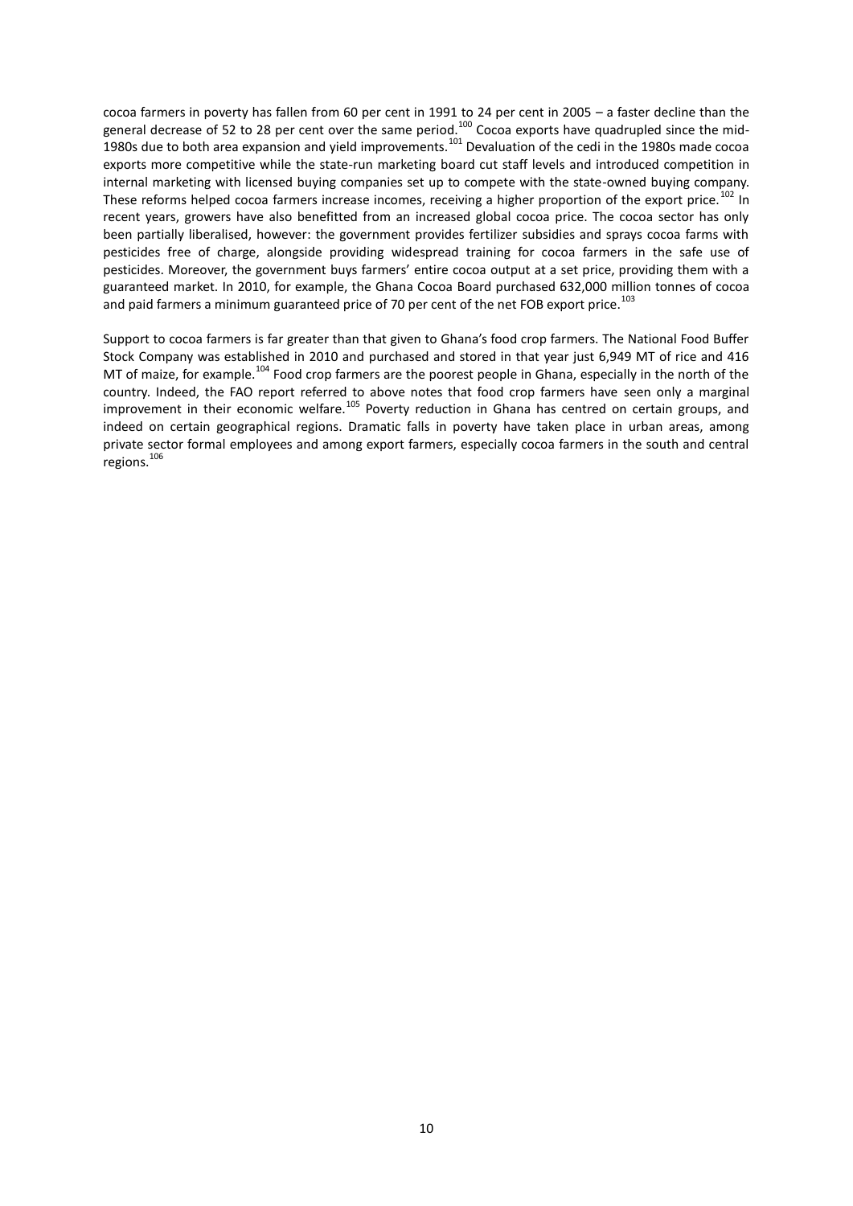cocoa farmers in poverty has fallen from 60 per cent in 1991 to 24 per cent in 2005 – a faster decline than the general decrease of 52 to 28 per cent over the same period.[100] Cocoa exports have quadrupled since the mid-1980s due to both area expansion and yield improvements.[101] Devaluation of the cedi in the 1980s made cocoa exports more competitive while the state-run marketing board cut staff levels and introduced competition in internal marketing with licensed buying companies set up to compete with the state-owned buying company. These reforms helped cocoa farmers increase incomes, receiving a higher proportion of the export price.[102] In recent years, growers have also benefitted from an increased global cocoa price. The cocoa sector has only been partially liberalised, however: the government provides fertilizer subsidies and sprays cocoa farms with pesticides free of charge, alongside providing widespread training for cocoa farmers in the safe use of pesticides. Moreover, the government buys farmers' entire cocoa output at a set price, providing them with a guaranteed market. In 2010, for example, the Ghana Cocoa Board purchased 632,000 million tonnes of cocoa and paid farmers a minimum guaranteed price of 70 per cent of the net FOB export price.[103]

Support to cocoa farmers is far greater than that given to Ghana's food crop farmers. The National Food Buffer Stock Company was established in 2010 and purchased and stored in that year just 6,949 MT of rice and 416 MT of maize, for example.[104] Food crop farmers are the poorest people in Ghana, especially in the north of the country. Indeed, the FAO report referred to above notes that food crop farmers have seen only a marginal improvement in their economic welfare.[105] Poverty reduction in Ghana has centred on certain groups, and indeed on certain geographical regions. Dramatic falls in poverty have taken place in urban areas, among private sector formal employees and among export farmers, especially cocoa farmers in the south and central regions.[106]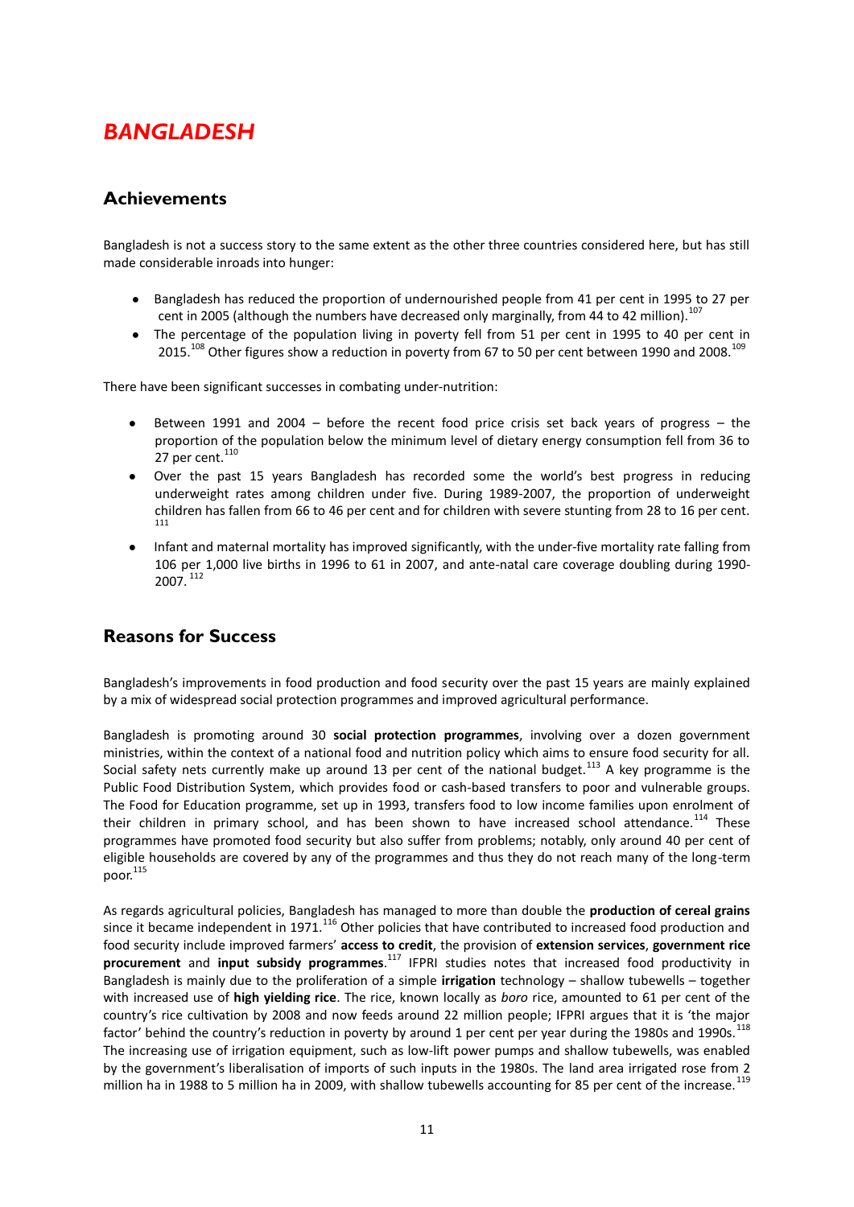# *BANGLADESH*

## Achievements

Bangladesh is not a success story to the same extent as the other three countries considered here, but has still made considerable inroads into hunger:

- Bangladesh has reduced the proportion of undernourished people from 41 per cent in 1995 to 27 per cent in 2005 (although the numbers have decreased only marginally, from 44 to 42 million).[107]
- The percentage of the population living in poverty fell from 51 per cent in 1995 to 40 per cent in 2015.[108] Other figures show a reduction in poverty from 67 to 50 per cent between 1990 and 2008.[109]

There have been significant successes in combating under-nutrition:

- Between 1991 and 2004 – before the recent food price crisis set back years of progress – the proportion of the population below the minimum level of dietary energy consumption fell from 36 to 27 per cent.[110]
- Over the past 15 years Bangladesh has recorded some the world's best progress in reducing underweight rates among children under five. During 1989-2007, the proportion of underweight children has fallen from 66 to 46 per cent and for children with severe stunting from 28 to 16 per cent.[111]
- Infant and maternal mortality has improved significantly, with the under-five mortality rate falling from 106 per 1,000 live births in 1996 to 61 in 2007, and ante-natal care coverage doubling during 1990-2007.[112]

## Reasons for Success

Bangladesh's improvements in food production and food security over the past 15 years are mainly explained by a mix of widespread social protection programmes and improved agricultural performance.

Bangladesh is promoting around 30 **social protection programmes**, involving over a dozen government ministries, within the context of a national food and nutrition policy which aims to ensure food security for all. Social safety nets currently make up around 13 per cent of the national budget.[113] A key programme is the Public Food Distribution System, which provides food or cash-based transfers to poor and vulnerable groups. The Food for Education programme, set up in 1993, transfers food to low income families upon enrolment of their children in primary school, and has been shown to have increased school attendance.[114] These programmes have promoted food security but also suffer from problems; notably, only around 40 per cent of eligible households are covered by any of the programmes and thus they do not reach many of the long-term poor.[115]

As regards agricultural policies, Bangladesh has managed to more than double the **production of cereal grains** since it became independent in 1971.[116] Other policies that have contributed to increased food production and food security include improved farmers' **access to credit**, the provision of **extension services**, **government rice procurement** and **input subsidy programmes**.[117] IFPRI studies notes that increased food productivity in Bangladesh is mainly due to the proliferation of a simple **irrigation** technology – shallow tubewells – together with increased use of **high yielding rice**. The rice, known locally as *boro* rice, amounted to 61 per cent of the country's rice cultivation by 2008 and now feeds around 22 million people; IFPRI argues that it is 'the major factor' behind the country's reduction in poverty by around 1 per cent per year during the 1980s and 1990s.[118] The increasing use of irrigation equipment, such as low-lift power pumps and shallow tubewells, was enabled by the government's liberalisation of imports of such inputs in the 1980s. The land area irrigated rose from 2 million ha in 1988 to 5 million ha in 2009, with shallow tubewells accounting for 85 per cent of the increase.[119]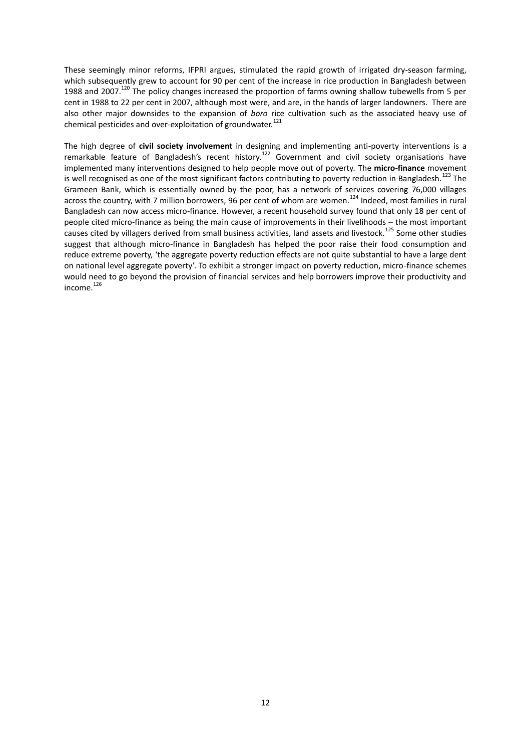These seemingly minor reforms, IFPRI argues, stimulated the rapid growth of irrigated dry-season farming, which subsequently grew to account for 90 per cent of the increase in rice production in Bangladesh between 1988 and 2007.[120] The policy changes increased the proportion of farms owning shallow tubewells from 5 per cent in 1988 to 22 per cent in 2007, although most were, and are, in the hands of larger landowners. There are also other major downsides to the expansion of *boro* rice cultivation such as the associated heavy use of chemical pesticides and over-exploitation of groundwater.[121]

The high degree of **civil society involvement** in designing and implementing anti-poverty interventions is a remarkable feature of Bangladesh's recent history.[122] Government and civil society organisations have implemented many interventions designed to help people move out of poverty. The **micro-finance** movement is well recognised as one of the most significant factors contributing to poverty reduction in Bangladesh.[123] The Grameen Bank, which is essentially owned by the poor, has a network of services covering 76,000 villages across the country, with 7 million borrowers, 96 per cent of whom are women.[124] Indeed, most families in rural Bangladesh can now access micro-finance. However, a recent household survey found that only 18 per cent of people cited micro-finance as being the main cause of improvements in their livelihoods – the most important causes cited by villagers derived from small business activities, land assets and livestock.[125] Some other studies suggest that although micro-finance in Bangladesh has helped the poor raise their food consumption and reduce extreme poverty, 'the aggregate poverty reduction effects are not quite substantial to have a large dent on national level aggregate poverty'. To exhibit a stronger impact on poverty reduction, micro-finance schemes would need to go beyond the provision of financial services and help borrowers improve their productivity and income.[126]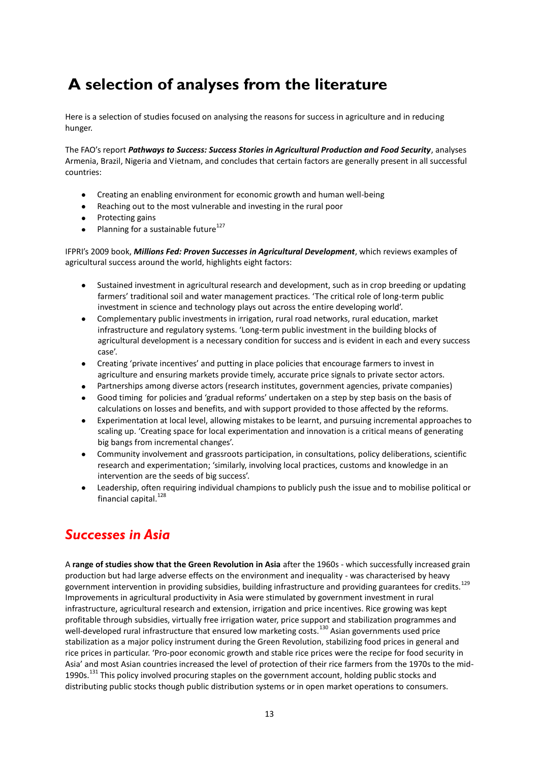# A selection of analyses from the literature

Here is a selection of studies focused on analysing the reasons for success in agriculture and in reducing hunger.

The FAO's report ***Pathways to Success: Success Stories in Agricultural Production and Food Security***, analyses Armenia, Brazil, Nigeria and Vietnam, and concludes that certain factors are generally present in all successful countries:

- Creating an enabling environment for economic growth and human well-being
- Reaching out to the most vulnerable and investing in the rural poor
- Protecting gains
- Planning for a sustainable future[127]

IFPRI's 2009 book, ***Millions Fed: Proven Successes in Agricultural Development***, which reviews examples of agricultural success around the world, highlights eight factors:

- Sustained investment in agricultural research and development, such as in crop breeding or updating farmers' traditional soil and water management practices. 'The critical role of long-term public investment in science and technology plays out across the entire developing world'.
- Complementary public investments in irrigation, rural road networks, rural education, market infrastructure and regulatory systems. 'Long-term public investment in the building blocks of agricultural development is a necessary condition for success and is evident in each and every success case'.
- Creating 'private incentives' and putting in place policies that encourage farmers to invest in agriculture and ensuring markets provide timely, accurate price signals to private sector actors.
- Partnerships among diverse actors (research institutes, government agencies, private companies)
- Good timing for policies and 'gradual reforms' undertaken on a step by step basis on the basis of calculations on losses and benefits, and with support provided to those affected by the reforms.
- Experimentation at local level, allowing mistakes to be learnt, and pursuing incremental approaches to scaling up. 'Creating space for local experimentation and innovation is a critical means of generating big bangs from incremental changes'.
- Community involvement and grassroots participation, in consultations, policy deliberations, scientific research and experimentation; 'similarly, involving local practices, customs and knowledge in an intervention are the seeds of big success'.
- Leadership, often requiring individual champions to publicly push the issue and to mobilise political or financial capital.[128]

## *Successes in Asia*

A **range of studies show that the Green Revolution in Asia** after the 1960s - which successfully increased grain production but had large adverse effects on the environment and inequality - was characterised by heavy government intervention in providing subsidies, building infrastructure and providing guarantees for credits.[129] Improvements in agricultural productivity in Asia were stimulated by government investment in rural infrastructure, agricultural research and extension, irrigation and price incentives. Rice growing was kept profitable through subsidies, virtually free irrigation water, price support and stabilization programmes and well-developed rural infrastructure that ensured low marketing costs.[130] Asian governments used price stabilization as a major policy instrument during the Green Revolution, stabilizing food prices in general and rice prices in particular. 'Pro-poor economic growth and stable rice prices were the recipe for food security in Asia' and most Asian countries increased the level of protection of their rice farmers from the 1970s to the mid-1990s.[131] This policy involved procuring staples on the government account, holding public stocks and distributing public stocks though public distribution systems or in open market operations to consumers.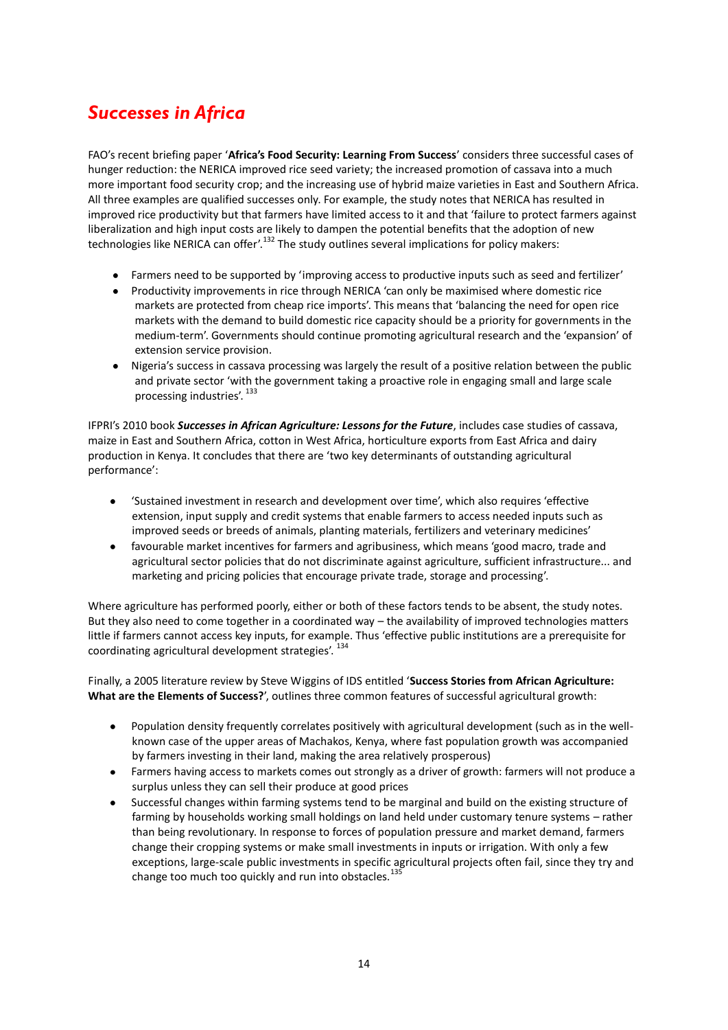## *Successes in Africa*

FAO's recent briefing paper '**Africa's Food Security: Learning From Success**' considers three successful cases of hunger reduction: the NERICA improved rice seed variety; the increased promotion of cassava into a much more important food security crop; and the increasing use of hybrid maize varieties in East and Southern Africa. All three examples are qualified successes only. For example, the study notes that NERICA has resulted in improved rice productivity but that farmers have limited access to it and that 'failure to protect farmers against liberalization and high input costs are likely to dampen the potential benefits that the adoption of new technologies like NERICA can offer'.[132] The study outlines several implications for policy makers:

- Farmers need to be supported by 'improving access to productive inputs such as seed and fertilizer'
- Productivity improvements in rice through NERICA 'can only be maximised where domestic rice markets are protected from cheap rice imports'. This means that 'balancing the need for open rice markets with the demand to build domestic rice capacity should be a priority for governments in the medium-term'. Governments should continue promoting agricultural research and the 'expansion' of extension service provision.
- Nigeria's success in cassava processing was largely the result of a positive relation between the public and private sector 'with the government taking a proactive role in engaging small and large scale processing industries'. [133]

IFPRI's 2010 book ***Successes in African Agriculture: Lessons for the Future***, includes case studies of cassava, maize in East and Southern Africa, cotton in West Africa, horticulture exports from East Africa and dairy production in Kenya. It concludes that there are 'two key determinants of outstanding agricultural performance':

- 'Sustained investment in research and development over time', which also requires 'effective extension, input supply and credit systems that enable farmers to access needed inputs such as improved seeds or breeds of animals, planting materials, fertilizers and veterinary medicines'
- favourable market incentives for farmers and agribusiness, which means 'good macro, trade and agricultural sector policies that do not discriminate against agriculture, sufficient infrastructure... and marketing and pricing policies that encourage private trade, storage and processing'.

Where agriculture has performed poorly, either or both of these factors tends to be absent, the study notes. But they also need to come together in a coordinated way – the availability of improved technologies matters little if farmers cannot access key inputs, for example. Thus 'effective public institutions are a prerequisite for coordinating agricultural development strategies'. [134]

Finally, a 2005 literature review by Steve Wiggins of IDS entitled '**Success Stories from African Agriculture: What are the Elements of Success?**', outlines three common features of successful agricultural growth:

- Population density frequently correlates positively with agricultural development (such as in the well-known case of the upper areas of Machakos, Kenya, where fast population growth was accompanied by farmers investing in their land, making the area relatively prosperous)
- Farmers having access to markets comes out strongly as a driver of growth: farmers will not produce a surplus unless they can sell their produce at good prices
- Successful changes within farming systems tend to be marginal and build on the existing structure of farming by households working small holdings on land held under customary tenure systems – rather than being revolutionary. In response to forces of population pressure and market demand, farmers change their cropping systems or make small investments in inputs or irrigation. With only a few exceptions, large-scale public investments in specific agricultural projects often fail, since they try and change too much too quickly and run into obstacles.[135]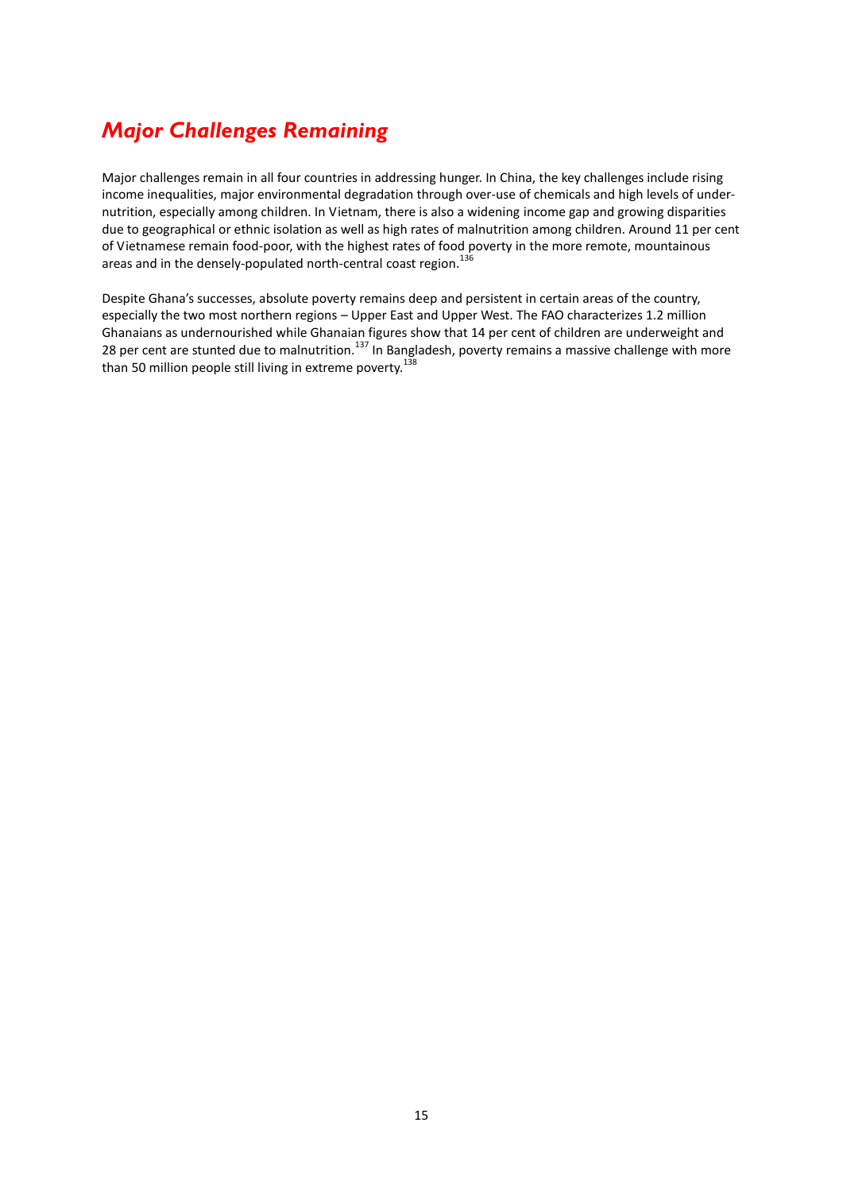## *Major Challenges Remaining*

Major challenges remain in all four countries in addressing hunger. In China, the key challenges include rising income inequalities, major environmental degradation through over-use of chemicals and high levels of under-nutrition, especially among children. In Vietnam, there is also a widening income gap and growing disparities due to geographical or ethnic isolation as well as high rates of malnutrition among children. Around 11 per cent of Vietnamese remain food-poor, with the highest rates of food poverty in the more remote, mountainous areas and in the densely-populated north-central coast region.[136]

Despite Ghana's successes, absolute poverty remains deep and persistent in certain areas of the country, especially the two most northern regions – Upper East and Upper West. The FAO characterizes 1.2 million Ghanaians as undernourished while Ghanaian figures show that 14 per cent of children are underweight and 28 per cent are stunted due to malnutrition.[137] In Bangladesh, poverty remains a massive challenge with more than 50 million people still living in extreme poverty.[138]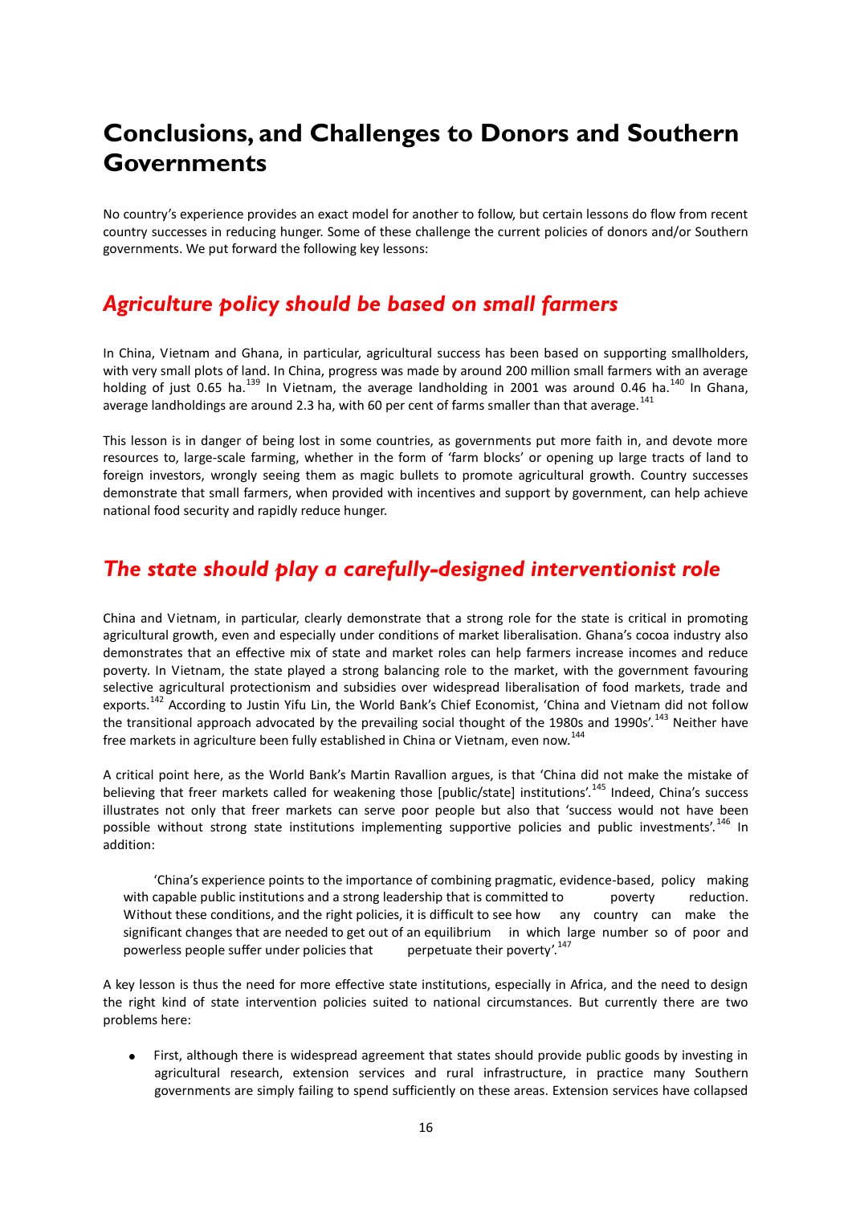# Conclusions, and Challenges to Donors and Southern Governments

No country's experience provides an exact model for another to follow, but certain lessons do flow from recent country successes in reducing hunger. Some of these challenge the current policies of donors and/or Southern governments. We put forward the following key lessons:

## *Agriculture policy should be based on small farmers*

In China, Vietnam and Ghana, in particular, agricultural success has been based on supporting smallholders, with very small plots of land. In China, progress was made by around 200 million small farmers with an average holding of just 0.65 ha.[139] In Vietnam, the average landholding in 2001 was around 0.46 ha.[140] In Ghana, average landholdings are around 2.3 ha, with 60 per cent of farms smaller than that average.[141]

This lesson is in danger of being lost in some countries, as governments put more faith in, and devote more resources to, large-scale farming, whether in the form of 'farm blocks' or opening up large tracts of land to foreign investors, wrongly seeing them as magic bullets to promote agricultural growth. Country successes demonstrate that small farmers, when provided with incentives and support by government, can help achieve national food security and rapidly reduce hunger.

## *The state should play a carefully-designed interventionist role*

China and Vietnam, in particular, clearly demonstrate that a strong role for the state is critical in promoting agricultural growth, even and especially under conditions of market liberalisation. Ghana's cocoa industry also demonstrates that an effective mix of state and market roles can help farmers increase incomes and reduce poverty. In Vietnam, the state played a strong balancing role to the market, with the government favouring selective agricultural protectionism and subsidies over widespread liberalisation of food markets, trade and exports.[142] According to Justin Yifu Lin, the World Bank's Chief Economist, 'China and Vietnam did not follow the transitional approach advocated by the prevailing social thought of the 1980s and 1990s'.[143] Neither have free markets in agriculture been fully established in China or Vietnam, even now.[144]

A critical point here, as the World Bank's Martin Ravallion argues, is that 'China did not make the mistake of believing that freer markets called for weakening those [public/state] institutions'.[145] Indeed, China's success illustrates not only that freer markets can serve poor people but also that 'success would not have been possible without strong state institutions implementing supportive policies and public investments'.[146] In addition:

> 'China's experience points to the importance of combining pragmatic, evidence-based, policy making with capable public institutions and a strong leadership that is committed to poverty reduction. Without these conditions, and the right policies, it is difficult to see how any country can make the significant changes that are needed to get out of an equilibrium in which large number so of poor and powerless people suffer under policies that perpetuate their poverty'.[147]

A key lesson is thus the need for more effective state institutions, especially in Africa, and the need to design the right kind of state intervention policies suited to national circumstances. But currently there are two problems here:

- First, although there is widespread agreement that states should provide public goods by investing in agricultural research, extension services and rural infrastructure, in practice many Southern governments are simply failing to spend sufficiently on these areas. Extension services have collapsed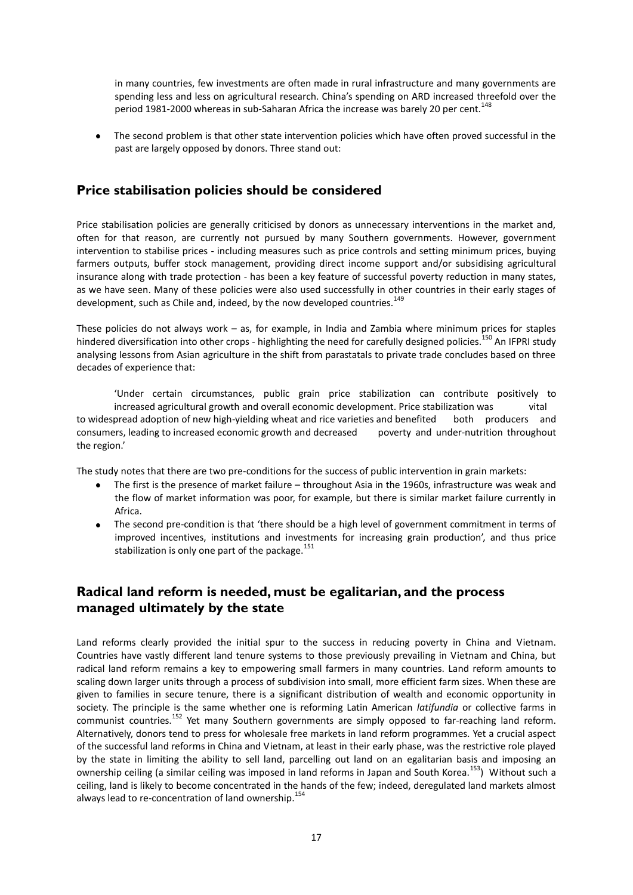in many countries, few investments are often made in rural infrastructure and many governments are spending less and less on agricultural research. China's spending on ARD increased threefold over the period 1981-2000 whereas in sub-Saharan Africa the increase was barely 20 per cent.[148]

- The second problem is that other state intervention policies which have often proved successful in the past are largely opposed by donors. Three stand out:

## Price stabilisation policies should be considered

Price stabilisation policies are generally criticised by donors as unnecessary interventions in the market and, often for that reason, are currently not pursued by many Southern governments. However, government intervention to stabilise prices - including measures such as price controls and setting minimum prices, buying farmers outputs, buffer stock management, providing direct income support and/or subsidising agricultural insurance along with trade protection - has been a key feature of successful poverty reduction in many states, as we have seen. Many of these policies were also used successfully in other countries in their early stages of development, such as Chile and, indeed, by the now developed countries.[149]

These policies do not always work – as, for example, in India and Zambia where minimum prices for staples hindered diversification into other crops - highlighting the need for carefully designed policies.[150] An IFPRI study analysing lessons from Asian agriculture in the shift from parastatals to private trade concludes based on three decades of experience that:

> 'Under certain circumstances, public grain price stabilization can contribute positively to increased agricultural growth and overall economic development. Price stabilization was vital to widespread adoption of new high-yielding wheat and rice varieties and benefited both producers and consumers, leading to increased economic growth and decreased poverty and under-nutrition throughout the region.'

The study notes that there are two pre-conditions for the success of public intervention in grain markets:

- The first is the presence of market failure – throughout Asia in the 1960s, infrastructure was weak and the flow of market information was poor, for example, but there is similar market failure currently in Africa.
- The second pre-condition is that 'there should be a high level of government commitment in terms of improved incentives, institutions and investments for increasing grain production', and thus price stabilization is only one part of the package.[151]

## Radical land reform is needed, must be egalitarian, and the process managed ultimately by the state

Land reforms clearly provided the initial spur to the success in reducing poverty in China and Vietnam. Countries have vastly different land tenure systems to those previously prevailing in Vietnam and China, but radical land reform remains a key to empowering small farmers in many countries. Land reform amounts to scaling down larger units through a process of subdivision into small, more efficient farm sizes. When these are given to families in secure tenure, there is a significant distribution of wealth and economic opportunity in society. The principle is the same whether one is reforming Latin American *latifundia* or collective farms in communist countries.[152] Yet many Southern governments are simply opposed to far-reaching land reform. Alternatively, donors tend to press for wholesale free markets in land reform programmes. Yet a crucial aspect of the successful land reforms in China and Vietnam, at least in their early phase, was the restrictive role played by the state in limiting the ability to sell land, parcelling out land on an egalitarian basis and imposing an ownership ceiling (a similar ceiling was imposed in land reforms in Japan and South Korea.[153]) Without such a ceiling, land is likely to become concentrated in the hands of the few; indeed, deregulated land markets almost always lead to re-concentration of land ownership.[154]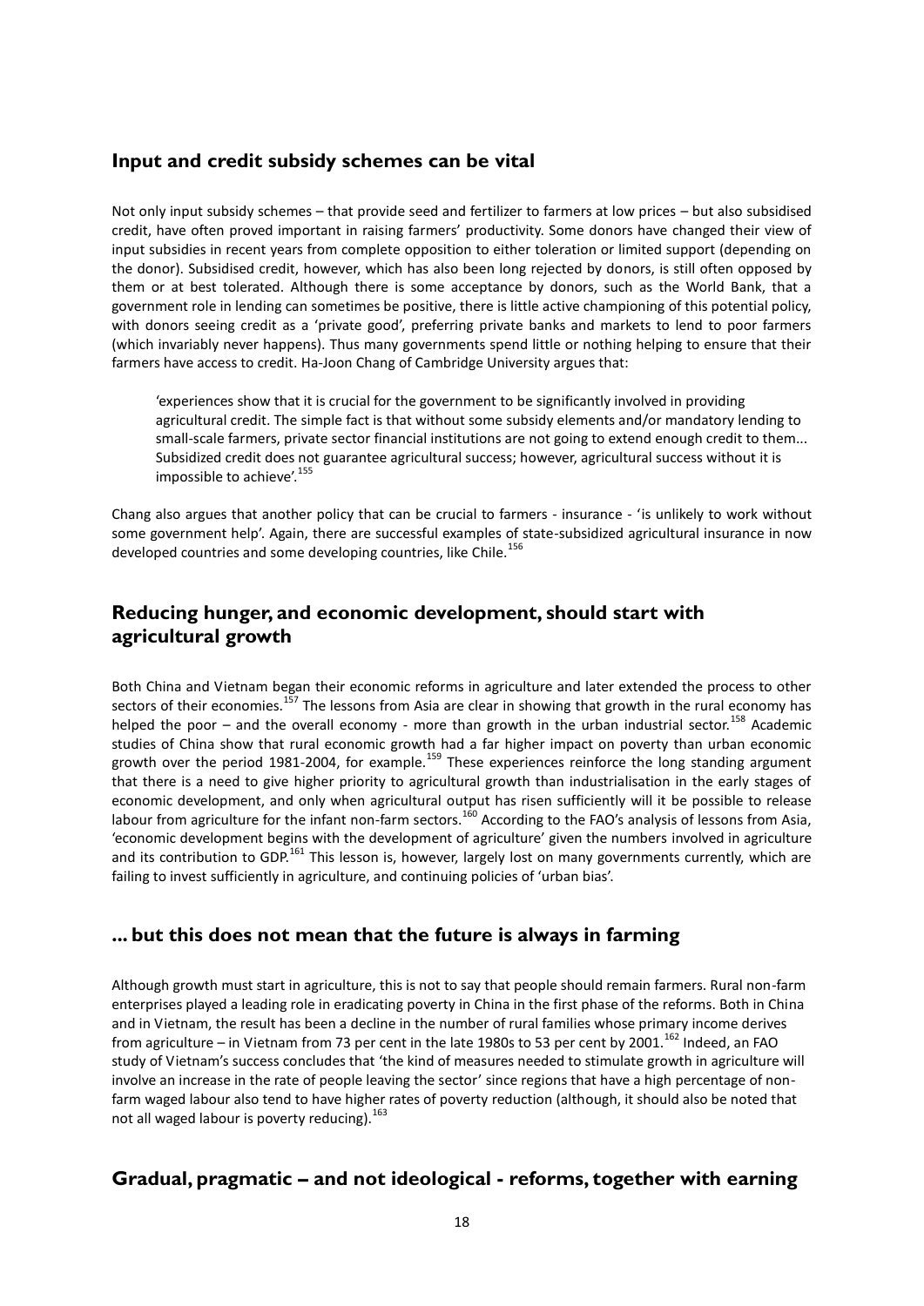## Input and credit subsidy schemes can be vital

Not only input subsidy schemes – that provide seed and fertilizer to farmers at low prices – but also subsidised credit, have often proved important in raising farmers' productivity. Some donors have changed their view of input subsidies in recent years from complete opposition to either toleration or limited support (depending on the donor). Subsidised credit, however, which has also been long rejected by donors, is still often opposed by them or at best tolerated. Although there is some acceptance by donors, such as the World Bank, that a government role in lending can sometimes be positive, there is little active championing of this potential policy, with donors seeing credit as a 'private good', preferring private banks and markets to lend to poor farmers (which invariably never happens). Thus many governments spend little or nothing helping to ensure that their farmers have access to credit. Ha-Joon Chang of Cambridge University argues that:

> 'experiences show that it is crucial for the government to be significantly involved in providing agricultural credit. The simple fact is that without some subsidy elements and/or mandatory lending to small-scale farmers, private sector financial institutions are not going to extend enough credit to them... Subsidized credit does not guarantee agricultural success; however, agricultural success without it is impossible to achieve'.[155]

Chang also argues that another policy that can be crucial to farmers - insurance - 'is unlikely to work without some government help'. Again, there are successful examples of state-subsidized agricultural insurance in now developed countries and some developing countries, like Chile.[156]

## Reducing hunger, and economic development, should start with agricultural growth

Both China and Vietnam began their economic reforms in agriculture and later extended the process to other sectors of their economies.[157] The lessons from Asia are clear in showing that growth in the rural economy has helped the poor – and the overall economy - more than growth in the urban industrial sector.[158] Academic studies of China show that rural economic growth had a far higher impact on poverty than urban economic growth over the period 1981-2004, for example.[159] These experiences reinforce the long standing argument that there is a need to give higher priority to agricultural growth than industrialisation in the early stages of economic development, and only when agricultural output has risen sufficiently will it be possible to release labour from agriculture for the infant non-farm sectors.[160] According to the FAO's analysis of lessons from Asia, 'economic development begins with the development of agriculture' given the numbers involved in agriculture and its contribution to GDP.[161] This lesson is, however, largely lost on many governments currently, which are failing to invest sufficiently in agriculture, and continuing policies of 'urban bias'.

## ... but this does not mean that the future is always in farming

Although growth must start in agriculture, this is not to say that people should remain farmers. Rural non-farm enterprises played a leading role in eradicating poverty in China in the first phase of the reforms. Both in China and in Vietnam, the result has been a decline in the number of rural families whose primary income derives from agriculture – in Vietnam from 73 per cent in the late 1980s to 53 per cent by 2001.[162] Indeed, an FAO study of Vietnam's success concludes that 'the kind of measures needed to stimulate growth in agriculture will involve an increase in the rate of people leaving the sector' since regions that have a high percentage of non-farm waged labour also tend to have higher rates of poverty reduction (although, it should also be noted that not all waged labour is poverty reducing).[163]

## Gradual, pragmatic – and not ideological - reforms, together with earning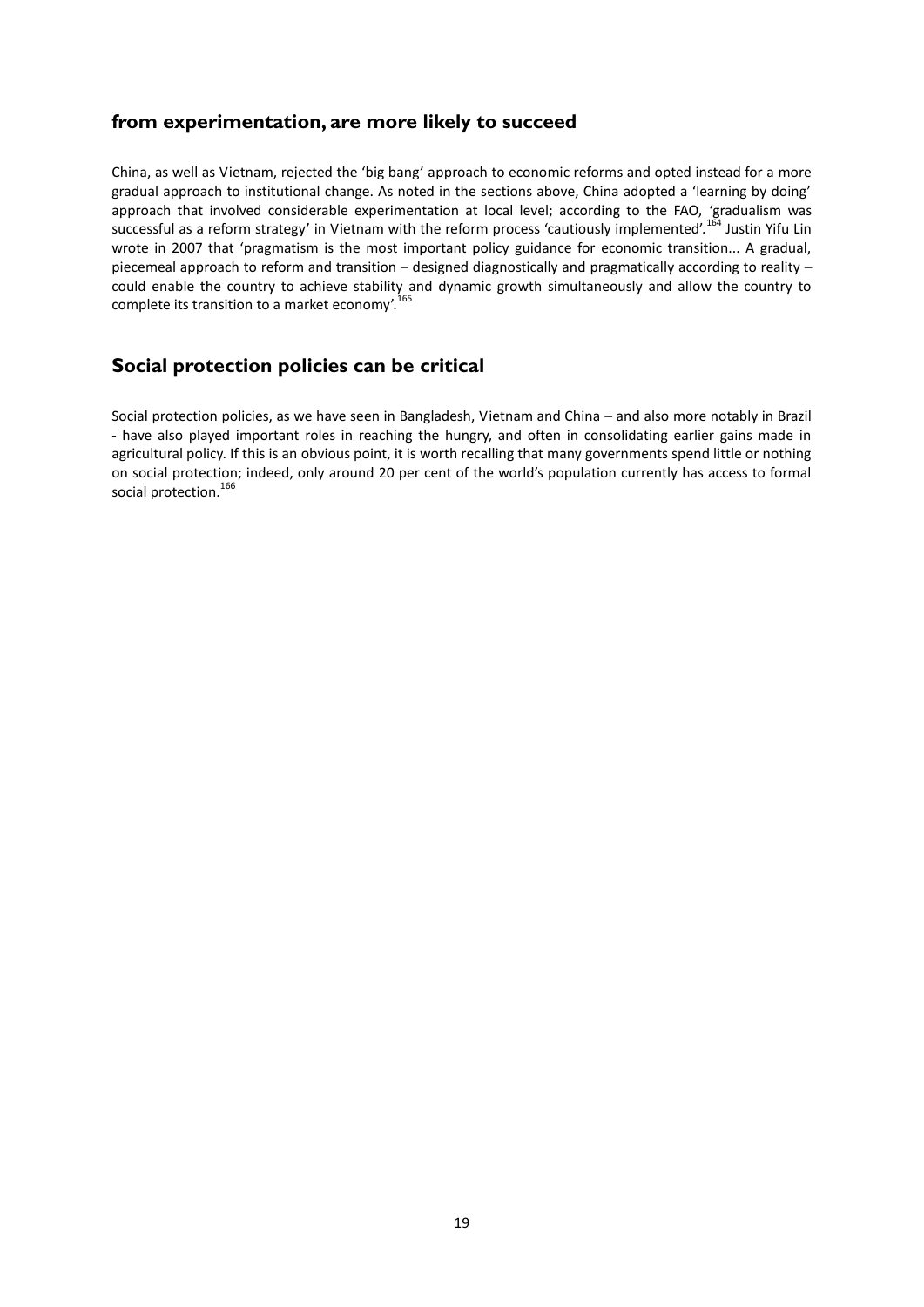## from experimentation, are more likely to succeed

China, as well as Vietnam, rejected the 'big bang' approach to economic reforms and opted instead for a more gradual approach to institutional change. As noted in the sections above, China adopted a 'learning by doing' approach that involved considerable experimentation at local level; according to the FAO, 'gradualism was successful as a reform strategy' in Vietnam with the reform process 'cautiously implemented'.[164] Justin Yifu Lin wrote in 2007 that 'pragmatism is the most important policy guidance for economic transition... A gradual, piecemeal approach to reform and transition – designed diagnostically and pragmatically according to reality – could enable the country to achieve stability and dynamic growth simultaneously and allow the country to complete its transition to a market economy'.[165]

## Social protection policies can be critical

Social protection policies, as we have seen in Bangladesh, Vietnam and China – and also more notably in Brazil - have also played important roles in reaching the hungry, and often in consolidating earlier gains made in agricultural policy. If this is an obvious point, it is worth recalling that many governments spend little or nothing on social protection; indeed, only around 20 per cent of the world's population currently has access to formal social protection.[166]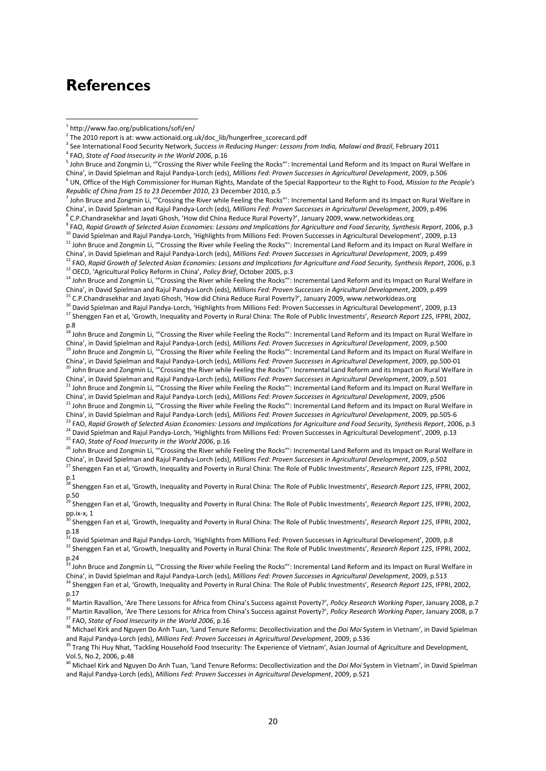# References

[1] http://www.fao.org/publications/sofi/en/

[2] The 2010 report is at: www.actionaid.org.uk/doc_lib/hungerfree_scorecard.pdf

[3] See International Food Security Network, *Success in Reducing Hunger: Lessons from India, Malawi and Brazil*, February 2011

[4] FAO, *State of Food Insecurity in the World 2006*, p.16

[5] John Bruce and Zongmin Li, '"Crossing the River while Feeling the Rocks"': Incremental Land Reform and its Impact on Rural Welfare in China', in David Spielman and Rajul Pandya-Lorch (eds), *Millions Fed: Proven Successes in Agricultural Development*, 2009, p.506

[6] UN, Office of the High Commissioner for Human Rights, Mandate of the Special Rapporteur to the Right to Food, *Mission to the People's Republic of China from 15 to 23 December 2010*, 23 December 2010, p.5

[7] John Bruce and Zongmin Li, '"Crossing the River while Feeling the Rocks"': Incremental Land Reform and its Impact on Rural Welfare in China', in David Spielman and Rajul Pandya-Lorch (eds), *Millions Fed: Proven Successes in Agricultural Development*, 2009, p.496

[8] C.P.Chandrasekhar and Jayati Ghosh, 'How did China Reduce Rural Poverty?', January 2009, www.networkideas.org

[9] FAO, *Rapid Growth of Selected Asian Economies: Lessons and Implications for Agriculture and Food Security, Synthesis Report*, 2006, p.3

[10] David Spielman and Rajul Pandya-Lorch, 'Highlights from Millions Fed: Proven Successes in Agricultural Development', 2009, p.13

[11] John Bruce and Zongmin Li, '"Crossing the River while Feeling the Rocks"': Incremental Land Reform and its Impact on Rural Welfare in China', in David Spielman and Rajul Pandya-Lorch (eds), *Millions Fed: Proven Successes in Agricultural Development*, 2009, p.499

[12] FAO, *Rapid Growth of Selected Asian Economies: Lessons and Implications for Agriculture and Food Security, Synthesis Report*, 2006, p.3

[13] OECD, 'Agricultural Policy Reform in China', *Policy Brief*, October 2005, p.3

[14] John Bruce and Zongmin Li, '"Crossing the River while Feeling the Rocks"': Incremental Land Reform and its Impact on Rural Welfare in China', in David Spielman and Rajul Pandya-Lorch (eds), *Millions Fed: Proven Successes in Agricultural Development*, 2009, p.499

[15] C.P.Chandrasekhar and Jayati Ghosh, 'How did China Reduce Rural Poverty?', January 2009, www.networkideas.org

[16] David Spielman and Rajul Pandya-Lorch, 'Highlights from Millions Fed: Proven Successes in Agricultural Development', 2009, p.13

[17] Shenggen Fan et al, 'Growth, Inequality and Poverty in Rural China: The Role of Public Investments', *Research Report 125*, IFPRI, 2002, p.8

[18] John Bruce and Zongmin Li, '"Crossing the River while Feeling the Rocks"': Incremental Land Reform and its Impact on Rural Welfare in China', in David Spielman and Rajul Pandya-Lorch (eds), *Millions Fed: Proven Successes in Agricultural Development*, 2009, p.500

[19] John Bruce and Zongmin Li, '"Crossing the River while Feeling the Rocks"': Incremental Land Reform and its Impact on Rural Welfare in China', in David Spielman and Rajul Pandya-Lorch (eds), *Millions Fed: Proven Successes in Agricultural Development*, 2009, pp.500-01

[20] John Bruce and Zongmin Li, '"Crossing the River while Feeling the Rocks"': Incremental Land Reform and its Impact on Rural Welfare in China', in David Spielman and Rajul Pandya-Lorch (eds), *Millions Fed: Proven Successes in Agricultural Development*, 2009, p.501

[21] John Bruce and Zongmin Li, '"Crossing the River while Feeling the Rocks"': Incremental Land Reform and its Impact on Rural Welfare in China', in David Spielman and Rajul Pandya-Lorch (eds), *Millions Fed: Proven Successes in Agricultural Development*, 2009, p506

[22] John Bruce and Zongmin Li, '"Crossing the River while Feeling the Rocks"': Incremental Land Reform and its Impact on Rural Welfare in China', in David Spielman and Rajul Pandya-Lorch (eds), *Millions Fed: Proven Successes in Agricultural Development*, 2009, pp.505-6

[23] FAO, *Rapid Growth of Selected Asian Economies: Lessons and Implications for Agriculture and Food Security, Synthesis Report*, 2006, p.3

[24] David Spielman and Rajul Pandya-Lorch, 'Highlights from Millions Fed: Proven Successes in Agricultural Development', 2009, p.13

[25] FAO, *State of Food Insecurity in the World 2006*, p.16

[26] John Bruce and Zongmin Li, '"Crossing the River while Feeling the Rocks"': Incremental Land Reform and its Impact on Rural Welfare in China', in David Spielman and Rajul Pandya-Lorch (eds), *Millions Fed: Proven Successes in Agricultural Development*, 2009, p.502

[27] Shenggen Fan et al, 'Growth, Inequality and Poverty in Rural China: The Role of Public Investments', *Research Report 125*, IFPRI, 2002, p.1

[28] Shenggen Fan et al, 'Growth, Inequality and Poverty in Rural China: The Role of Public Investments', *Research Report 125*, IFPRI, 2002, p.50

[29] Shenggen Fan et al, 'Growth, Inequality and Poverty in Rural China: The Role of Public Investments', *Research Report 125*, IFPRI, 2002, pp.ix-x, 1

[30] Shenggen Fan et al, 'Growth, Inequality and Poverty in Rural China: The Role of Public Investments', *Research Report 125*, IFPRI, 2002, p.18

[31] David Spielman and Rajul Pandya-Lorch, 'Highlights from Millions Fed: Proven Successes in Agricultural Development', 2009, p.8

[32] Shenggen Fan et al, 'Growth, Inequality and Poverty in Rural China: The Role of Public Investments', *Research Report 125*, IFPRI, 2002, p.24

[33] John Bruce and Zongmin Li, '"Crossing the River while Feeling the Rocks"': Incremental Land Reform and its Impact on Rural Welfare in China', in David Spielman and Rajul Pandya-Lorch (eds), *Millions Fed: Proven Successes in Agricultural Development*, 2009, p.513

[34] Shenggen Fan et al, 'Growth, Inequality and Poverty in Rural China: The Role of Public Investments', *Research Report 125*, IFPRI, 2002, p.17

[35] Martin Ravallion, 'Are There Lessons for Africa from China's Success against Poverty?', *Policy Research Working Paper*, January 2008, p.7

[36] Martin Ravallion, 'Are There Lessons for Africa from China's Success against Poverty?', *Policy Research Working Paper*, January 2008, p.7

[37] FAO, *State of Food Insecurity in the World 2006*, p.16

[38] Michael Kirk and Nguyen Do Anh Tuan, 'Land Tenure Reforms: Decollectivization and the *Doi Moi* System in Vietnam', in David Spielman and Rajul Pandya-Lorch (eds), *Millions Fed: Proven Successes in Agricultural Development*, 2009, p.536

[39] Trang Thi Huy Nhat, 'Tackling Household Food Insecurity: The Experience of Vietnam', Asian Journal of Agriculture and Development, Vol.5, No.2, 2006, p.48

[40] Michael Kirk and Nguyen Do Anh Tuan, 'Land Tenure Reforms: Decollectivization and the *Doi Moi* System in Vietnam', in David Spielman and Rajul Pandya-Lorch (eds), *Millions Fed: Proven Successes in Agricultural Development*, 2009, p.521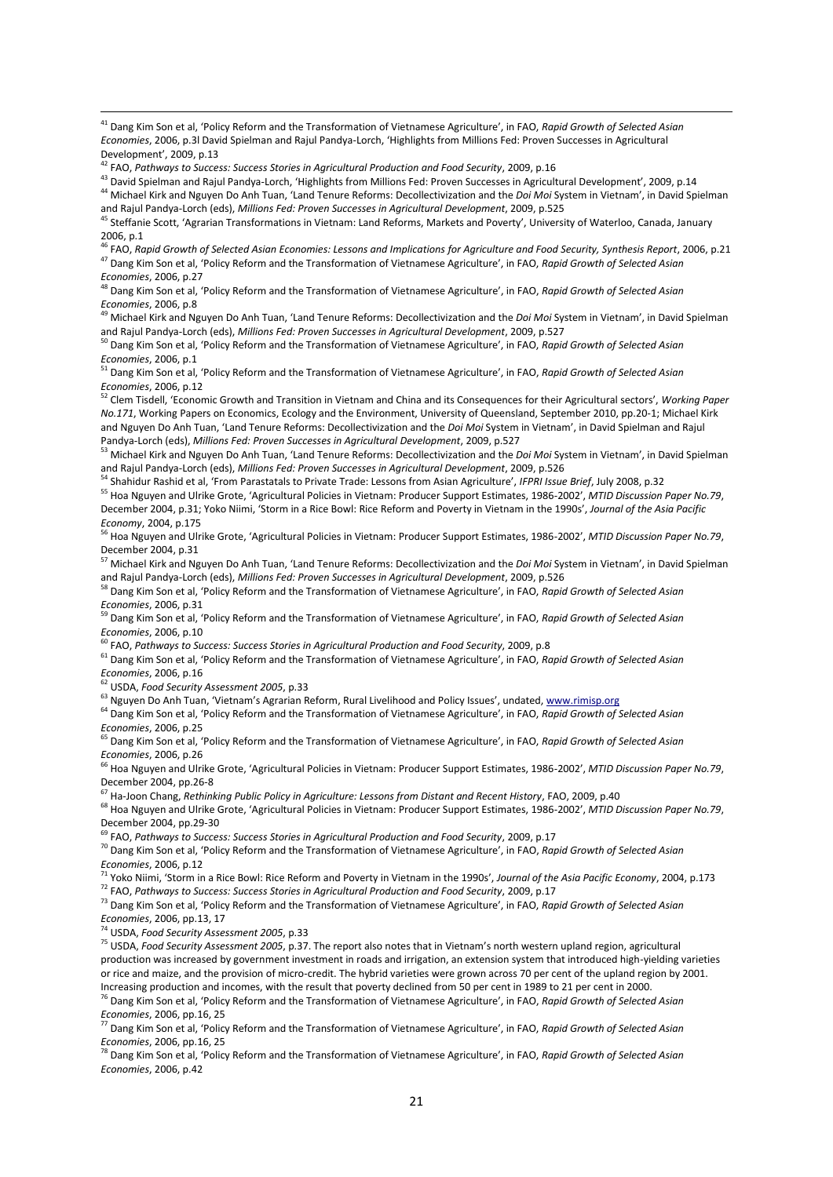[41] Dang Kim Son et al, 'Policy Reform and the Transformation of Vietnamese Agriculture', in FAO, *Rapid Growth of Selected Asian Economies*, 2006, p.3l David Spielman and Rajul Pandya-Lorch, 'Highlights from Millions Fed: Proven Successes in Agricultural Development', 2009, p.13

[42] FAO, *Pathways to Success: Success Stories in Agricultural Production and Food Security*, 2009, p.16

[43] David Spielman and Rajul Pandya-Lorch, 'Highlights from Millions Fed: Proven Successes in Agricultural Development', 2009, p.14

[44] Michael Kirk and Nguyen Do Anh Tuan, 'Land Tenure Reforms: Decollectivization and the *Doi Moi* System in Vietnam', in David Spielman and Rajul Pandya-Lorch (eds), *Millions Fed: Proven Successes in Agricultural Development*, 2009, p.525

[45] Steffanie Scott, 'Agrarian Transformations in Vietnam: Land Reforms, Markets and Poverty', University of Waterloo, Canada, January 2006, p.1

[46] FAO, *Rapid Growth of Selected Asian Economies: Lessons and Implications for Agriculture and Food Security, Synthesis Report*, 2006, p.21

[47] Dang Kim Son et al, 'Policy Reform and the Transformation of Vietnamese Agriculture', in FAO, *Rapid Growth of Selected Asian Economies*, 2006, p.27

[48] Dang Kim Son et al, 'Policy Reform and the Transformation of Vietnamese Agriculture', in FAO, *Rapid Growth of Selected Asian Economies*, 2006, p.8

[49] Michael Kirk and Nguyen Do Anh Tuan, 'Land Tenure Reforms: Decollectivization and the *Doi Moi* System in Vietnam', in David Spielman and Rajul Pandya-Lorch (eds), *Millions Fed: Proven Successes in Agricultural Development*, 2009, p.527

[50] Dang Kim Son et al, 'Policy Reform and the Transformation of Vietnamese Agriculture', in FAO, *Rapid Growth of Selected Asian Economies*, 2006, p.1

[51] Dang Kim Son et al, 'Policy Reform and the Transformation of Vietnamese Agriculture', in FAO, *Rapid Growth of Selected Asian Economies*, 2006, p.12

[52] Clem Tisdell, 'Economic Growth and Transition in Vietnam and China and its Consequences for their Agricultural sectors', *Working Paper No.171*, Working Papers on Economics, Ecology and the Environment, University of Queensland, September 2010, pp.20-1; Michael Kirk and Nguyen Do Anh Tuan, 'Land Tenure Reforms: Decollectivization and the *Doi Moi* System in Vietnam', in David Spielman and Rajul Pandya-Lorch (eds), *Millions Fed: Proven Successes in Agricultural Development*, 2009, p.527

[53] Michael Kirk and Nguyen Do Anh Tuan, 'Land Tenure Reforms: Decollectivization and the *Doi Moi* System in Vietnam', in David Spielman and Rajul Pandya-Lorch (eds), *Millions Fed: Proven Successes in Agricultural Development*, 2009, p.526

[54] Shahidur Rashid et al, 'From Parastatals to Private Trade: Lessons from Asian Agriculture', *IFPRI Issue Brief*, July 2008, p.32

[55] Hoa Nguyen and Ulrike Grote, 'Agricultural Policies in Vietnam: Producer Support Estimates, 1986-2002', *MTID Discussion Paper No.79*, December 2004, p.31; Yoko Niimi, 'Storm in a Rice Bowl: Rice Reform and Poverty in Vietnam in the 1990s', *Journal of the Asia Pacific Economy*, 2004, p.175

[56] Hoa Nguyen and Ulrike Grote, 'Agricultural Policies in Vietnam: Producer Support Estimates, 1986-2002', *MTID Discussion Paper No.79*, December 2004, p.31

[57] Michael Kirk and Nguyen Do Anh Tuan, 'Land Tenure Reforms: Decollectivization and the *Doi Moi* System in Vietnam', in David Spielman and Rajul Pandya-Lorch (eds), *Millions Fed: Proven Successes in Agricultural Development*, 2009, p.526

[58] Dang Kim Son et al, 'Policy Reform and the Transformation of Vietnamese Agriculture', in FAO, *Rapid Growth of Selected Asian Economies*, 2006, p.31

[59] Dang Kim Son et al, 'Policy Reform and the Transformation of Vietnamese Agriculture', in FAO, *Rapid Growth of Selected Asian Economies*, 2006, p.10

[60] FAO, *Pathways to Success: Success Stories in Agricultural Production and Food Security*, 2009, p.8

[61] Dang Kim Son et al, 'Policy Reform and the Transformation of Vietnamese Agriculture', in FAO, *Rapid Growth of Selected Asian Economies*, 2006, p.16

[62] USDA, *Food Security Assessment 2005*, p.33

[63] Nguyen Do Anh Tuan, 'Vietnam's Agrarian Reform, Rural Livelihood and Policy Issues', undated, www.rimisp.org

[64] Dang Kim Son et al, 'Policy Reform and the Transformation of Vietnamese Agriculture', in FAO, *Rapid Growth of Selected Asian Economies*, 2006, p.25

[65] Dang Kim Son et al, 'Policy Reform and the Transformation of Vietnamese Agriculture', in FAO, *Rapid Growth of Selected Asian Economies*, 2006, p.26

[66] Hoa Nguyen and Ulrike Grote, 'Agricultural Policies in Vietnam: Producer Support Estimates, 1986-2002', *MTID Discussion Paper No.79*, December 2004, pp.26-8

[67] Ha-Joon Chang, *Rethinking Public Policy in Agriculture: Lessons from Distant and Recent History*, FAO, 2009, p.40

[68] Hoa Nguyen and Ulrike Grote, 'Agricultural Policies in Vietnam: Producer Support Estimates, 1986-2002', *MTID Discussion Paper No.79*, December 2004, pp.29-30

[69] FAO, *Pathways to Success: Success Stories in Agricultural Production and Food Security*, 2009, p.17

[70] Dang Kim Son et al, 'Policy Reform and the Transformation of Vietnamese Agriculture', in FAO, *Rapid Growth of Selected Asian Economies*, 2006, p.12

[71] Yoko Niimi, 'Storm in a Rice Bowl: Rice Reform and Poverty in Vietnam in the 1990s', *Journal of the Asia Pacific Economy*, 2004, p.173

[72] FAO, *Pathways to Success: Success Stories in Agricultural Production and Food Security*, 2009, p.17

[73] Dang Kim Son et al, 'Policy Reform and the Transformation of Vietnamese Agriculture', in FAO, *Rapid Growth of Selected Asian Economies*, 2006, pp.13, 17

[74] USDA, *Food Security Assessment 2005*, p.33

[75] USDA, *Food Security Assessment 2005*, p.37. The report also notes that in Vietnam's north western upland region, agricultural production was increased by government investment in roads and irrigation, an extension system that introduced high-yielding varieties or rice and maize, and the provision of micro-credit. The hybrid varieties were grown across 70 per cent of the upland region by 2001. Increasing production and incomes, with the result that poverty declined from 50 per cent in 1989 to 21 per cent in 2000.

[76] Dang Kim Son et al, 'Policy Reform and the Transformation of Vietnamese Agriculture', in FAO, *Rapid Growth of Selected Asian Economies*, 2006, pp.16, 25

[77] Dang Kim Son et al, 'Policy Reform and the Transformation of Vietnamese Agriculture', in FAO, *Rapid Growth of Selected Asian Economies*, 2006, pp.16, 25

[78] Dang Kim Son et al, 'Policy Reform and the Transformation of Vietnamese Agriculture', in FAO, *Rapid Growth of Selected Asian Economies*, 2006, p.42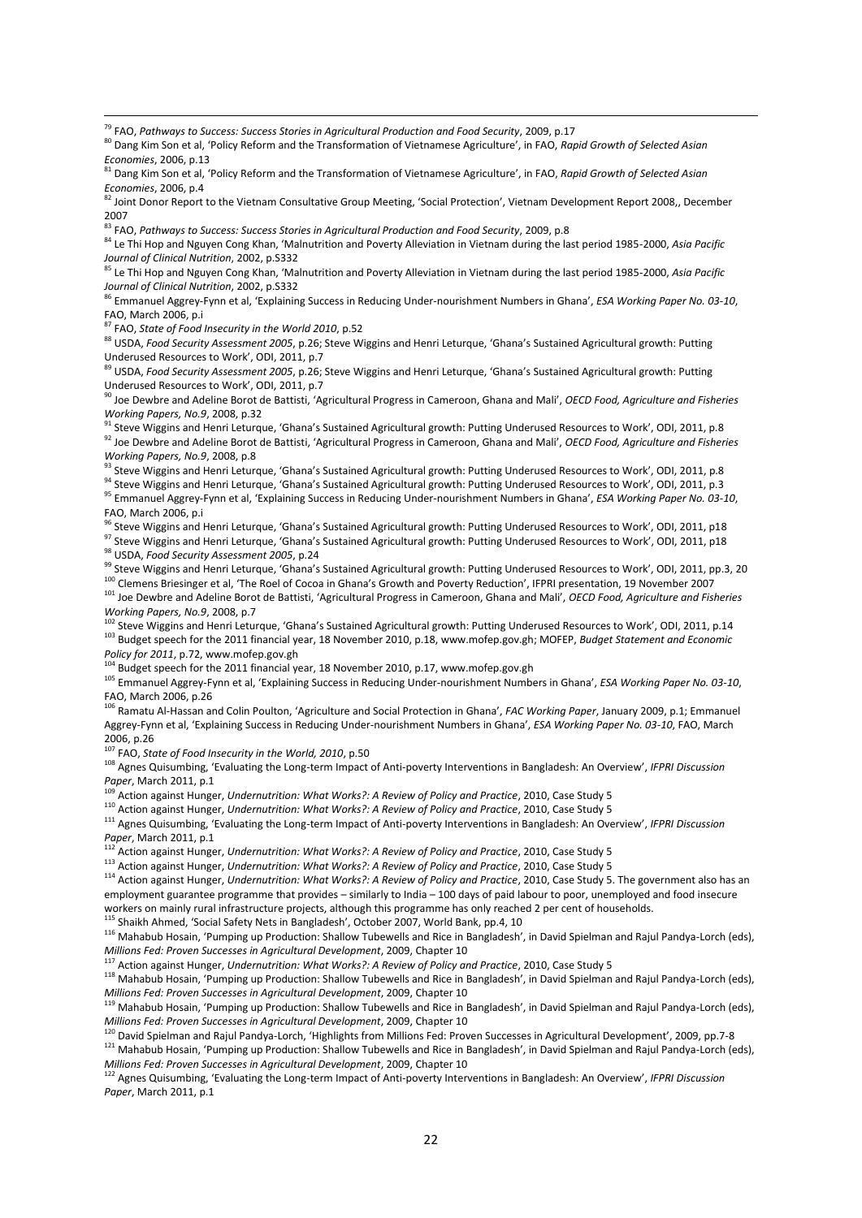[79] FAO, *Pathways to Success: Success Stories in Agricultural Production and Food Security*, 2009, p.17

[80] Dang Kim Son et al, 'Policy Reform and the Transformation of Vietnamese Agriculture', in FAO, *Rapid Growth of Selected Asian Economies*, 2006, p.13

[81] Dang Kim Son et al, 'Policy Reform and the Transformation of Vietnamese Agriculture', in FAO, *Rapid Growth of Selected Asian Economies*, 2006, p.4

[82] Joint Donor Report to the Vietnam Consultative Group Meeting, 'Social Protection', Vietnam Development Report 2008,, December 2007

[83] FAO, *Pathways to Success: Success Stories in Agricultural Production and Food Security*, 2009, p.8

[84] Le Thi Hop and Nguyen Cong Khan, 'Malnutrition and Poverty Alleviation in Vietnam during the last period 1985-2000, *Asia Pacific Journal of Clinical Nutrition*, 2002, p.S332

[85] Le Thi Hop and Nguyen Cong Khan, 'Malnutrition and Poverty Alleviation in Vietnam during the last period 1985-2000, *Asia Pacific Journal of Clinical Nutrition*, 2002, p.S332

[86] Emmanuel Aggrey-Fynn et al, 'Explaining Success in Reducing Under-nourishment Numbers in Ghana', *ESA Working Paper No. 03-10*, FAO, March 2006, p.i

[87] FAO, *State of Food Insecurity in the World 2010*, p.52

[88] USDA, *Food Security Assessment 2005*, p.26; Steve Wiggins and Henri Leturque, 'Ghana's Sustained Agricultural growth: Putting Underused Resources to Work', ODI, 2011, p.7

[89] USDA, *Food Security Assessment 2005*, p.26; Steve Wiggins and Henri Leturque, 'Ghana's Sustained Agricultural growth: Putting Underused Resources to Work', ODI, 2011, p.7

[90] Joe Dewbre and Adeline Borot de Battisti, 'Agricultural Progress in Cameroon, Ghana and Mali', *OECD Food, Agriculture and Fisheries Working Papers, No.9*, 2008, p.32

[91] Steve Wiggins and Henri Leturque, 'Ghana's Sustained Agricultural growth: Putting Underused Resources to Work', ODI, 2011, p.8

[92] Joe Dewbre and Adeline Borot de Battisti, 'Agricultural Progress in Cameroon, Ghana and Mali', *OECD Food, Agriculture and Fisheries Working Papers, No.9*, 2008, p.8

[93] Steve Wiggins and Henri Leturque, 'Ghana's Sustained Agricultural growth: Putting Underused Resources to Work', ODI, 2011, p.8

[94] Steve Wiggins and Henri Leturque, 'Ghana's Sustained Agricultural growth: Putting Underused Resources to Work', ODI, 2011, p.3

[95] Emmanuel Aggrey-Fynn et al, 'Explaining Success in Reducing Under-nourishment Numbers in Ghana', *ESA Working Paper No. 03-10*, FAO, March 2006, p.i

[96] Steve Wiggins and Henri Leturque, 'Ghana's Sustained Agricultural growth: Putting Underused Resources to Work', ODI, 2011, p18

[97] Steve Wiggins and Henri Leturque, 'Ghana's Sustained Agricultural growth: Putting Underused Resources to Work', ODI, 2011, p18

[98] USDA, *Food Security Assessment 2005*, p.24

[99] Steve Wiggins and Henri Leturque, 'Ghana's Sustained Agricultural growth: Putting Underused Resources to Work', ODI, 2011, pp.3, 20

[100] Clemens Briesinger et al, 'The Roel of Cocoa in Ghana's Growth and Poverty Reduction', IFPRI presentation, 19 November 2007

[101] Joe Dewbre and Adeline Borot de Battisti, 'Agricultural Progress in Cameroon, Ghana and Mali', *OECD Food, Agriculture and Fisheries Working Papers, No.9*, 2008, p.7

[102] Steve Wiggins and Henri Leturque, 'Ghana's Sustained Agricultural growth: Putting Underused Resources to Work', ODI, 2011, p.14

[103] Budget speech for the 2011 financial year, 18 November 2010, p.18, www.mofep.gov.gh; MOFEP, *Budget Statement and Economic Policy for 2011*, p.72, www.mofep.gov.gh

[104] Budget speech for the 2011 financial year, 18 November 2010, p.17, www.mofep.gov.gh

[105] Emmanuel Aggrey-Fynn et al, 'Explaining Success in Reducing Under-nourishment Numbers in Ghana', *ESA Working Paper No. 03-10*, FAO, March 2006, p.26

[106] Ramatu Al-Hassan and Colin Poulton, 'Agriculture and Social Protection in Ghana', *FAC Working Paper*, January 2009, p.1; Emmanuel Aggrey-Fynn et al, 'Explaining Success in Reducing Under-nourishment Numbers in Ghana', *ESA Working Paper No. 03-10*, FAO, March 2006, p.26

[107] FAO, *State of Food Insecurity in the World, 2010*, p.50

[108] Agnes Quisumbing, 'Evaluating the Long-term Impact of Anti-poverty Interventions in Bangladesh: An Overview', *IFPRI Discussion Paper*, March 2011, p.1

[109] Action against Hunger, *Undernutrition: What Works?: A Review of Policy and Practice*, 2010, Case Study 5

[110] Action against Hunger, *Undernutrition: What Works?: A Review of Policy and Practice*, 2010, Case Study 5

[111] Agnes Quisumbing, 'Evaluating the Long-term Impact of Anti-poverty Interventions in Bangladesh: An Overview', *IFPRI Discussion Paper*, March 2011, p.1

[112] Action against Hunger, *Undernutrition: What Works?: A Review of Policy and Practice*, 2010, Case Study 5

[113] Action against Hunger, *Undernutrition: What Works?: A Review of Policy and Practice*, 2010, Case Study 5

[114] Action against Hunger, *Undernutrition: What Works?: A Review of Policy and Practice*, 2010, Case Study 5. The government also has an employment guarantee programme that provides – similarly to India – 100 days of paid labour to poor, unemployed and food insecure workers on mainly rural infrastructure projects, although this programme has only reached 2 per cent of households.

[115] Shaikh Ahmed, 'Social Safety Nets in Bangladesh', October 2007, World Bank, pp.4, 10

[116] Mahabub Hosain, 'Pumping up Production: Shallow Tubewells and Rice in Bangladesh', in David Spielman and Rajul Pandya-Lorch (eds), *Millions Fed: Proven Successes in Agricultural Development*, 2009, Chapter 10

[117] Action against Hunger, *Undernutrition: What Works?: A Review of Policy and Practice*, 2010, Case Study 5

[118] Mahabub Hosain, 'Pumping up Production: Shallow Tubewells and Rice in Bangladesh', in David Spielman and Rajul Pandya-Lorch (eds), *Millions Fed: Proven Successes in Agricultural Development*, 2009, Chapter 10

[119] Mahabub Hosain, 'Pumping up Production: Shallow Tubewells and Rice in Bangladesh', in David Spielman and Rajul Pandya-Lorch (eds), *Millions Fed: Proven Successes in Agricultural Development*, 2009, Chapter 10

[120] David Spielman and Rajul Pandya-Lorch, 'Highlights from Millions Fed: Proven Successes in Agricultural Development', 2009, pp.7-8

[121] Mahabub Hosain, 'Pumping up Production: Shallow Tubewells and Rice in Bangladesh', in David Spielman and Rajul Pandya-Lorch (eds), *Millions Fed: Proven Successes in Agricultural Development*, 2009, Chapter 10

[122] Agnes Quisumbing, 'Evaluating the Long-term Impact of Anti-poverty Interventions in Bangladesh: An Overview', *IFPRI Discussion Paper*, March 2011, p.1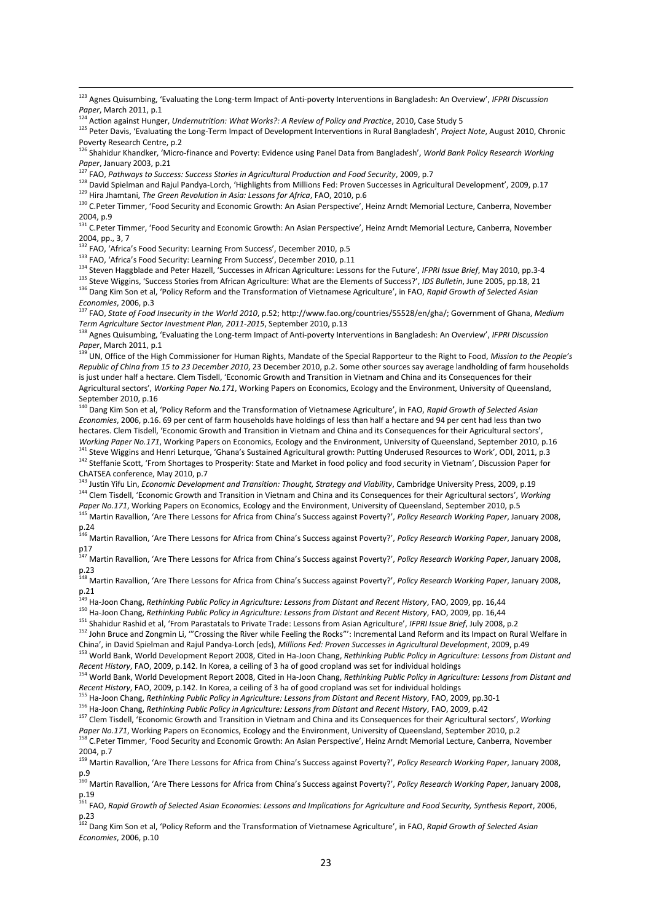[123] Agnes Quisumbing, 'Evaluating the Long-term Impact of Anti-poverty Interventions in Bangladesh: An Overview', *IFPRI Discussion Paper*, March 2011, p.1

[124] Action against Hunger, *Undernutrition: What Works?: A Review of Policy and Practice*, 2010, Case Study 5

[125] Peter Davis, 'Evaluating the Long-Term Impact of Development Interventions in Rural Bangladesh', *Project Note*, August 2010, Chronic Poverty Research Centre, p.2

[126] Shahidur Khandker, 'Micro-finance and Poverty: Evidence using Panel Data from Bangladesh', *World Bank Policy Research Working Paper*, January 2003, p.21

[127] FAO, *Pathways to Success: Success Stories in Agricultural Production and Food Security*, 2009, p.7

[128] David Spielman and Rajul Pandya-Lorch, 'Highlights from Millions Fed: Proven Successes in Agricultural Development', 2009, p.17

[129] Hira Jhamtani, *The Green Revolution in Asia: Lessons for Africa*, FAO, 2010, p.6

[130] C.Peter Timmer, 'Food Security and Economic Growth: An Asian Perspective', Heinz Arndt Memorial Lecture, Canberra, November 2004, p.9

[131] C.Peter Timmer, 'Food Security and Economic Growth: An Asian Perspective', Heinz Arndt Memorial Lecture, Canberra, November 2004, pp., 3, 7

[132] FAO, 'Africa's Food Security: Learning From Success', December 2010, p.5

[133] FAO, 'Africa's Food Security: Learning From Success', December 2010, p.11

[134] Steven Haggblade and Peter Hazell, 'Successes in African Agriculture: Lessons for the Future', *IFPRI Issue Brief*, May 2010, pp.3-4

[135] Steve Wiggins, 'Success Stories from African Agriculture: What are the Elements of Success?', *IDS Bulletin*, June 2005, pp.18, 21

[136] Dang Kim Son et al, 'Policy Reform and the Transformation of Vietnamese Agriculture', in FAO, *Rapid Growth of Selected Asian Economies*, 2006, p.3

[137] FAO, *State of Food Insecurity in the World 2010*, p.52; http://www.fao.org/countries/55528/en/gha/; Government of Ghana, *Medium Term Agriculture Sector Investment Plan, 2011-2015*, September 2010, p.13

[138] Agnes Quisumbing, 'Evaluating the Long-term Impact of Anti-poverty Interventions in Bangladesh: An Overview', *IFPRI Discussion Paper*, March 2011, p.1

[139] UN, Office of the High Commissioner for Human Rights, Mandate of the Special Rapporteur to the Right to Food, *Mission to the People's Republic of China from 15 to 23 December 2010*, 23 December 2010, p.2. Some other sources say average landholding of farm households is just under half a hectare. Clem Tisdell, 'Economic Growth and Transition in Vietnam and China and its Consequences for their Agricultural sectors', *Working Paper No.171*, Working Papers on Economics, Ecology and the Environment, University of Queensland, September 2010, p.16

[140] Dang Kim Son et al, 'Policy Reform and the Transformation of Vietnamese Agriculture', in FAO, *Rapid Growth of Selected Asian Economies*, 2006, p.16. 69 per cent of farm households have holdings of less than half a hectare and 94 per cent had less than two hectares. Clem Tisdell, 'Economic Growth and Transition in Vietnam and China and its Consequences for their Agricultural sectors', *Working Paper No.171*, Working Papers on Economics, Ecology and the Environment, University of Queensland, September 2010, p.16

[141] Steve Wiggins and Henri Leturque, 'Ghana's Sustained Agricultural growth: Putting Underused Resources to Work', ODI, 2011, p.3

[142] Steffanie Scott, 'From Shortages to Prosperity: State and Market in food policy and food security in Vietnam', Discussion Paper for ChATSEA conference, May 2010, p.7

[143] Justin Yifu Lin, *Economic Development and Transition: Thought, Strategy and Viability*, Cambridge University Press, 2009, p.19

[144] Clem Tisdell, 'Economic Growth and Transition in Vietnam and China and its Consequences for their Agricultural sectors', *Working Paper No.171*, Working Papers on Economics, Ecology and the Environment, University of Queensland, September 2010, p.5

[145] Martin Ravallion, 'Are There Lessons for Africa from China's Success against Poverty?', *Policy Research Working Paper*, January 2008, p.24

[146] Martin Ravallion, 'Are There Lessons for Africa from China's Success against Poverty?', *Policy Research Working Paper*, January 2008, p17

[147] Martin Ravallion, 'Are There Lessons for Africa from China's Success against Poverty?', *Policy Research Working Paper*, January 2008, p.23

[148] Martin Ravallion, 'Are There Lessons for Africa from China's Success against Poverty?', *Policy Research Working Paper*, January 2008, p.21

[149] Ha-Joon Chang, *Rethinking Public Policy in Agriculture: Lessons from Distant and Recent History*, FAO, 2009, pp. 16,44

[150] Ha-Joon Chang, *Rethinking Public Policy in Agriculture: Lessons from Distant and Recent History*, FAO, 2009, pp. 16,44

[151] Shahidur Rashid et al, 'From Parastatals to Private Trade: Lessons from Asian Agriculture', *IFPRI Issue Brief*, July 2008, p.2

[152] John Bruce and Zongmin Li, '"Crossing the River while Feeling the Rocks"': Incremental Land Reform and its Impact on Rural Welfare in China', in David Spielman and Rajul Pandya-Lorch (eds), *Millions Fed: Proven Successes in Agricultural Development*, 2009, p.49

[153] World Bank, World Development Report 2008, Cited in Ha-Joon Chang, *Rethinking Public Policy in Agriculture: Lessons from Distant and Recent History*, FAO, 2009, p.142. In Korea, a ceiling of 3 ha of good cropland was set for individual holdings

[154] World Bank, World Development Report 2008, Cited in Ha-Joon Chang, *Rethinking Public Policy in Agriculture: Lessons from Distant and Recent History*, FAO, 2009, p.142. In Korea, a ceiling of 3 ha of good cropland was set for individual holdings

[155] Ha-Joon Chang, *Rethinking Public Policy in Agriculture: Lessons from Distant and Recent History*, FAO, 2009, pp.30-1

[156] Ha-Joon Chang, *Rethinking Public Policy in Agriculture: Lessons from Distant and Recent History*, FAO, 2009, p.42

[157] Clem Tisdell, 'Economic Growth and Transition in Vietnam and China and its Consequences for their Agricultural sectors', *Working Paper No.171*, Working Papers on Economics, Ecology and the Environment, University of Queensland, September 2010, p.2

[158] C.Peter Timmer, 'Food Security and Economic Growth: An Asian Perspective', Heinz Arndt Memorial Lecture, Canberra, November 2004, p.7

[159] Martin Ravallion, 'Are There Lessons for Africa from China's Success against Poverty?', *Policy Research Working Paper*, January 2008, p.9

[160] Martin Ravallion, 'Are There Lessons for Africa from China's Success against Poverty?', *Policy Research Working Paper*, January 2008, p.19

[161] FAO, *Rapid Growth of Selected Asian Economies: Lessons and Implications for Agriculture and Food Security, Synthesis Report*, 2006, p.23

[162] Dang Kim Son et al, 'Policy Reform and the Transformation of Vietnamese Agriculture', in FAO, *Rapid Growth of Selected Asian Economies*, 2006, p.10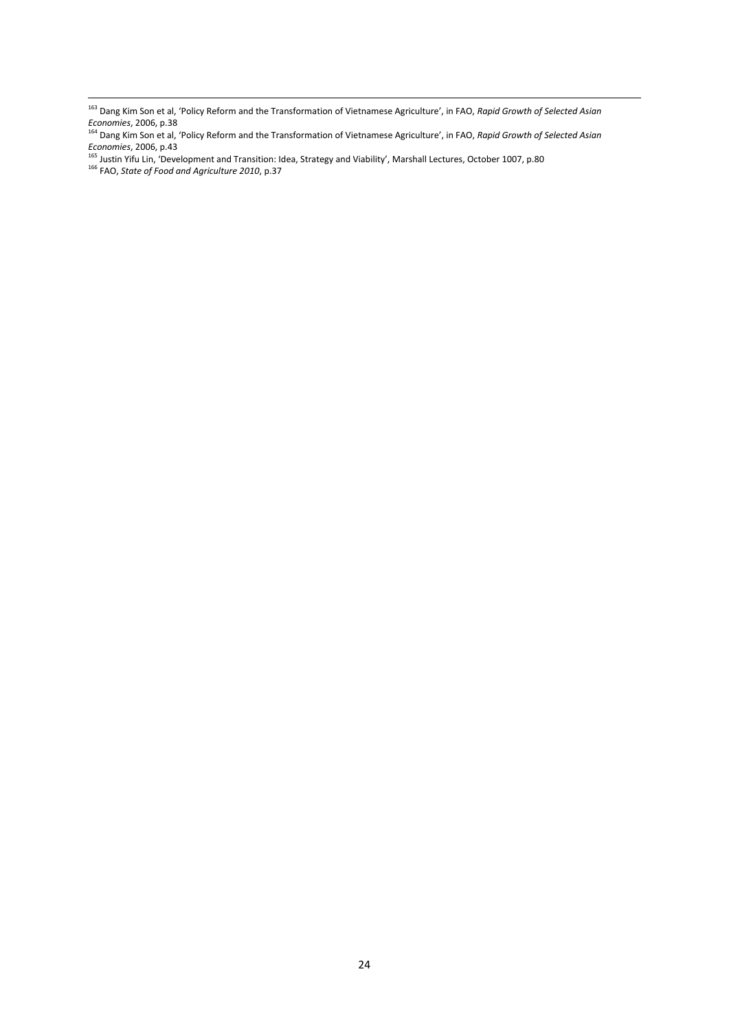[163] Dang Kim Son et al, 'Policy Reform and the Transformation of Vietnamese Agriculture', in FAO, *Rapid Growth of Selected Asian Economies*, 2006, p.38

[164] Dang Kim Son et al, 'Policy Reform and the Transformation of Vietnamese Agriculture', in FAO, *Rapid Growth of Selected Asian Economies*, 2006, p.43

[165] Justin Yifu Lin, 'Development and Transition: Idea, Strategy and Viability', Marshall Lectures, October 1007, p.80

[166] FAO, *State of Food and Agriculture 2010*, p.37